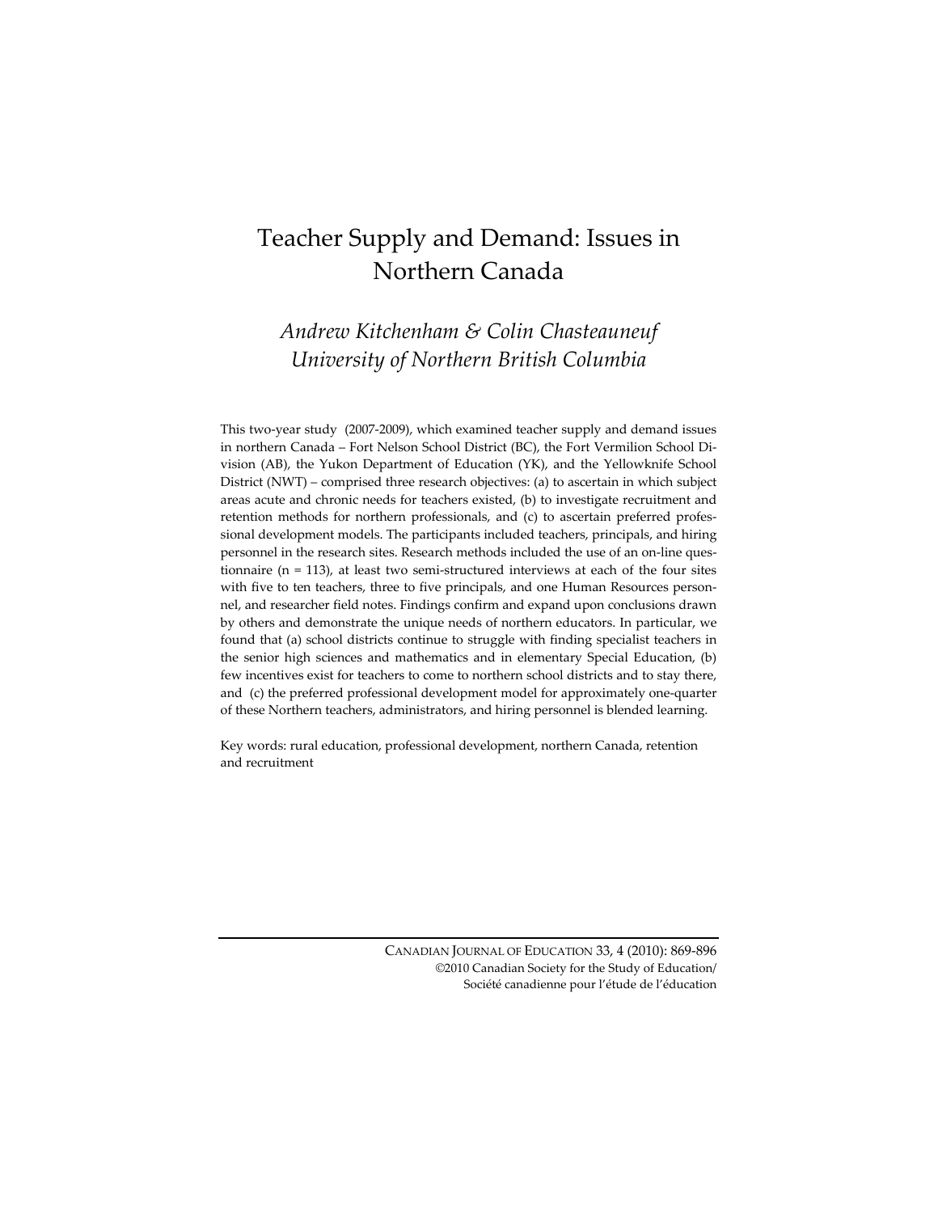# Teacher Supply and Demand: Issues in Northern Canada

*Andrew Kitchenham & Colin Chasteauneuf*
*University of Northern British Columbia*

This two-year study (2007-2009), which examined teacher supply and demand issues in northern Canada – Fort Nelson School District (BC), the Fort Vermilion School Division (AB), the Yukon Department of Education (YK), and the Yellowknife School District (NWT) – comprised three research objectives: (a) to ascertain in which subject areas acute and chronic needs for teachers existed, (b) to investigate recruitment and retention methods for northern professionals, and (c) to ascertain preferred professional development models. The participants included teachers, principals, and hiring personnel in the research sites. Research methods included the use of an on-line questionnaire (n = 113), at least two semi-structured interviews at each of the four sites with five to ten teachers, three to five principals, and one Human Resources personnel, and researcher field notes. Findings confirm and expand upon conclusions drawn by others and demonstrate the unique needs of northern educators. In particular, we found that (a) school districts continue to struggle with finding specialist teachers in the senior high sciences and mathematics and in elementary Special Education, (b) few incentives exist for teachers to come to northern school districts and to stay there, and (c) the preferred professional development model for approximately one-quarter of these Northern teachers, administrators, and hiring personnel is blended learning.

Key words: rural education, professional development, northern Canada, retention and recruitment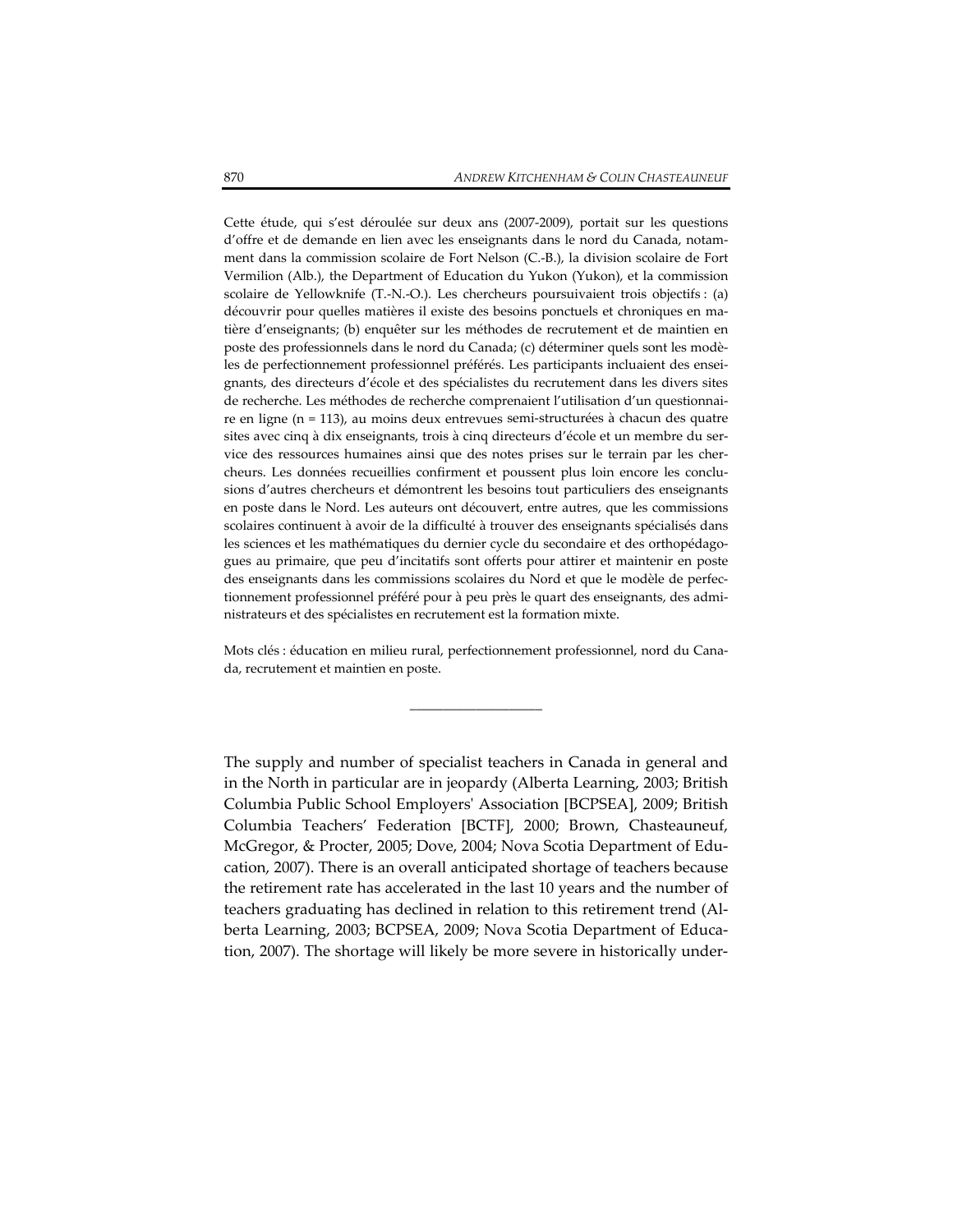Cette étude, qui s'est déroulée sur deux ans (2007-2009), portait sur les questions d'offre et de demande en lien avec les enseignants dans le nord du Canada, notamment dans la commission scolaire de Fort Nelson (C.-B.), la division scolaire de Fort Vermilion (Alb.), the Department of Education du Yukon (Yukon), et la commission scolaire de Yellowknife (T.-N.-O.). Les chercheurs poursuivaient trois objectifs : (a) découvrir pour quelles matières il existe des besoins ponctuels et chroniques en matière d'enseignants; (b) enquêter sur les méthodes de recrutement et de maintien en poste des professionnels dans le nord du Canada; (c) déterminer quels sont les modèles de perfectionnement professionnel préférés. Les participants incluaient des enseignants, des directeurs d'école et des spécialistes du recrutement dans les divers sites de recherche. Les méthodes de recherche comprenaient l'utilisation d'un questionnaire en ligne (n = 113), au moins deux entrevues semi-structurées à chacun des quatre sites avec cinq à dix enseignants, trois à cinq directeurs d'école et un membre du service des ressources humaines ainsi que des notes prises sur le terrain par les chercheurs. Les données recueillies confirment et poussent plus loin encore les conclusions d'autres chercheurs et démontrent les besoins tout particuliers des enseignants en poste dans le Nord. Les auteurs ont découvert, entre autres, que les commissions scolaires continuent à avoir de la difficulté à trouver des enseignants spécialisés dans les sciences et les mathématiques du dernier cycle du secondaire et des orthopédagogues au primaire, que peu d'incitatifs sont offerts pour attirer et maintenir en poste des enseignants dans les commissions scolaires du Nord et que le modèle de perfectionnement professionnel préféré pour à peu près le quart des enseignants, des administrateurs et des spécialistes en recrutement est la formation mixte.

Mots clés : éducation en milieu rural, perfectionnement professionnel, nord du Canada, recrutement et maintien en poste.

---

The supply and number of specialist teachers in Canada in general and in the North in particular are in jeopardy (Alberta Learning, 2003; British Columbia Public School Employers' Association [BCPSEA], 2009; British Columbia Teachers' Federation [BCTF], 2000; Brown, Chasteauneuf, McGregor, & Procter, 2005; Dove, 2004; Nova Scotia Department of Education, 2007). There is an overall anticipated shortage of teachers because the retirement rate has accelerated in the last 10 years and the number of teachers graduating has declined in relation to this retirement trend (Alberta Learning, 2003; BCPSEA, 2009; Nova Scotia Department of Education, 2007). The shortage will likely be more severe in historically under-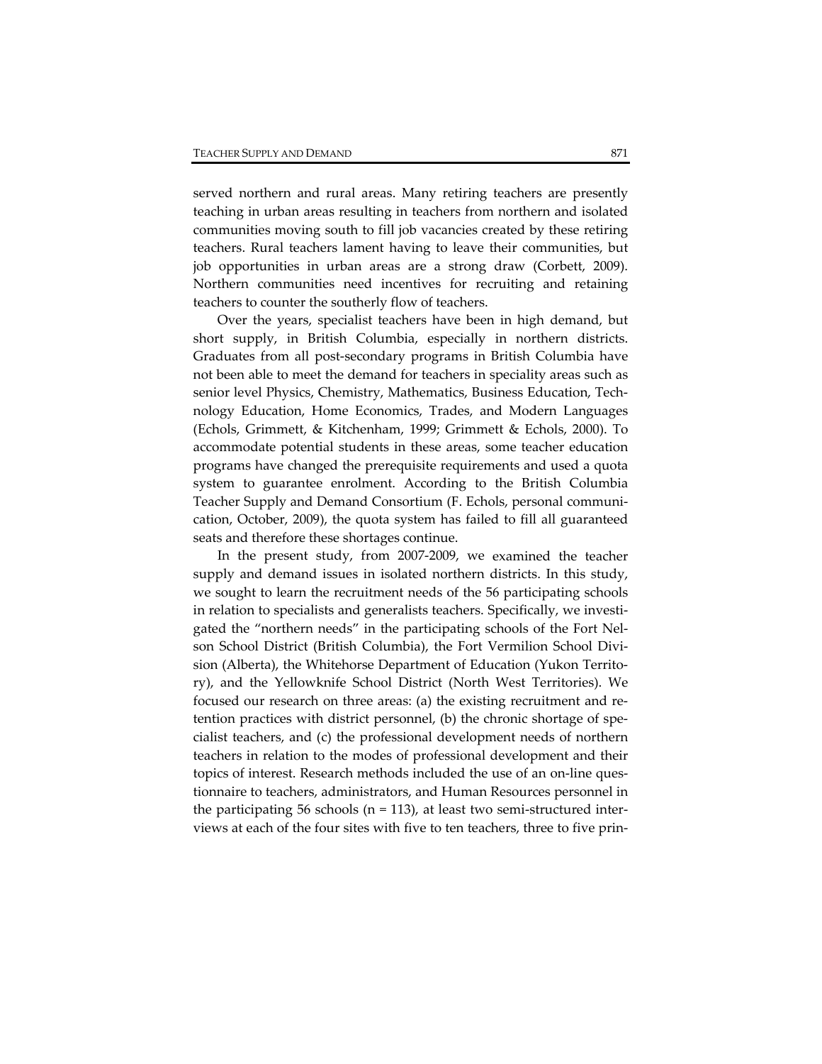served northern and rural areas. Many retiring teachers are presently teaching in urban areas resulting in teachers from northern and isolated communities moving south to fill job vacancies created by these retiring teachers. Rural teachers lament having to leave their communities, but job opportunities in urban areas are a strong draw (Corbett, 2009). Northern communities need incentives for recruiting and retaining teachers to counter the southerly flow of teachers.

Over the years, specialist teachers have been in high demand, but short supply, in British Columbia, especially in northern districts. Graduates from all post-secondary programs in British Columbia have not been able to meet the demand for teachers in speciality areas such as senior level Physics, Chemistry, Mathematics, Business Education, Technology Education, Home Economics, Trades, and Modern Languages (Echols, Grimmett, & Kitchenham, 1999; Grimmett & Echols, 2000). To accommodate potential students in these areas, some teacher education programs have changed the prerequisite requirements and used a quota system to guarantee enrolment. According to the British Columbia Teacher Supply and Demand Consortium (F. Echols, personal communication, October, 2009), the quota system has failed to fill all guaranteed seats and therefore these shortages continue.

In the present study, from 2007-2009, we examined the teacher supply and demand issues in isolated northern districts. In this study, we sought to learn the recruitment needs of the 56 participating schools in relation to specialists and generalists teachers. Specifically, we investigated the "northern needs" in the participating schools of the Fort Nelson School District (British Columbia), the Fort Vermilion School Division (Alberta), the Whitehorse Department of Education (Yukon Territory), and the Yellowknife School District (North West Territories). We focused our research on three areas: (a) the existing recruitment and retention practices with district personnel, (b) the chronic shortage of specialist teachers, and (c) the professional development needs of northern teachers in relation to the modes of professional development and their topics of interest. Research methods included the use of an on-line questionnaire to teachers, administrators, and Human Resources personnel in the participating 56 schools ($n = 113$), at least two semi-structured interviews at each of the four sites with five to ten teachers, three to five prin-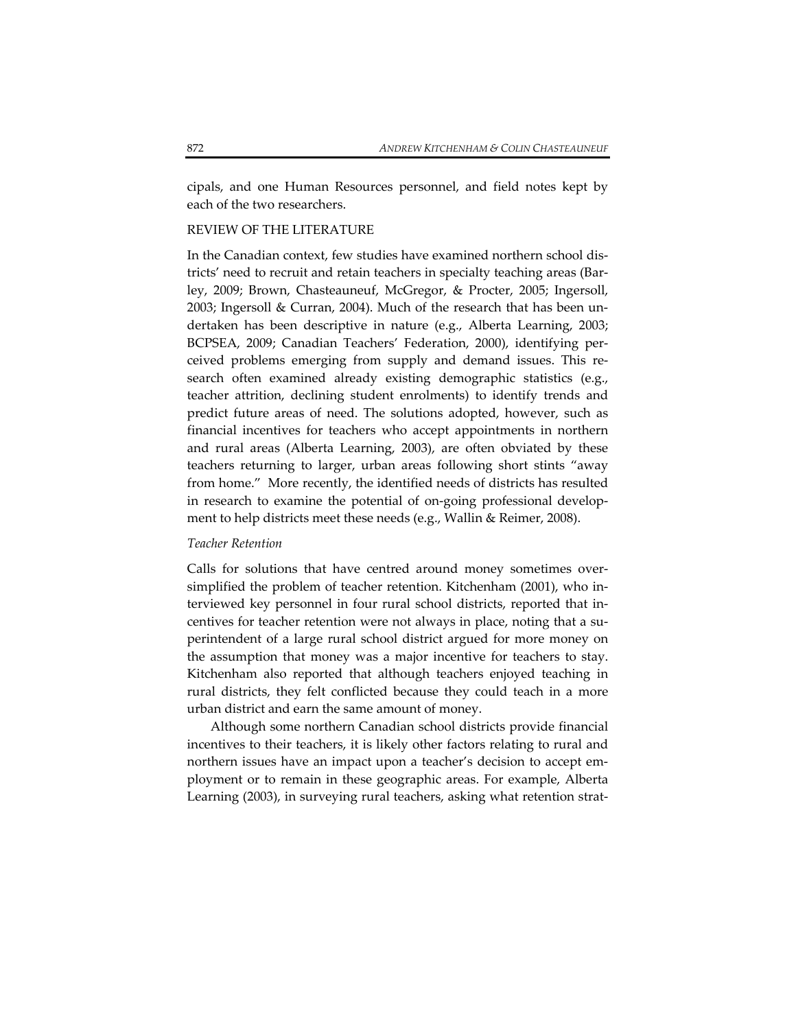cipals, and one Human Resources personnel, and field notes kept by each of the two researchers.

## REVIEW OF THE LITERATURE

In the Canadian context, few studies have examined northern school districts' need to recruit and retain teachers in specialty teaching areas (Barley, 2009; Brown, Chasteauneuf, McGregor, & Procter, 2005; Ingersoll, 2003; Ingersoll & Curran, 2004). Much of the research that has been undertaken has been descriptive in nature (e.g., Alberta Learning, 2003; BCPSEA, 2009; Canadian Teachers' Federation, 2000), identifying perceived problems emerging from supply and demand issues. This research often examined already existing demographic statistics (e.g., teacher attrition, declining student enrolments) to identify trends and predict future areas of need. The solutions adopted, however, such as financial incentives for teachers who accept appointments in northern and rural areas (Alberta Learning, 2003), are often obviated by these teachers returning to larger, urban areas following short stints "away from home." More recently, the identified needs of districts has resulted in research to examine the potential of on-going professional development to help districts meet these needs (e.g., Wallin & Reimer, 2008).

### *Teacher Retention*

Calls for solutions that have centred around money sometimes oversimplified the problem of teacher retention. Kitchenham (2001), who interviewed key personnel in four rural school districts, reported that incentives for teacher retention were not always in place, noting that a superintendent of a large rural school district argued for more money on the assumption that money was a major incentive for teachers to stay. Kitchenham also reported that although teachers enjoyed teaching in rural districts, they felt conflicted because they could teach in a more urban district and earn the same amount of money.

Although some northern Canadian school districts provide financial incentives to their teachers, it is likely other factors relating to rural and northern issues have an impact upon a teacher's decision to accept employment or to remain in these geographic areas. For example, Alberta Learning (2003), in surveying rural teachers, asking what retention strat-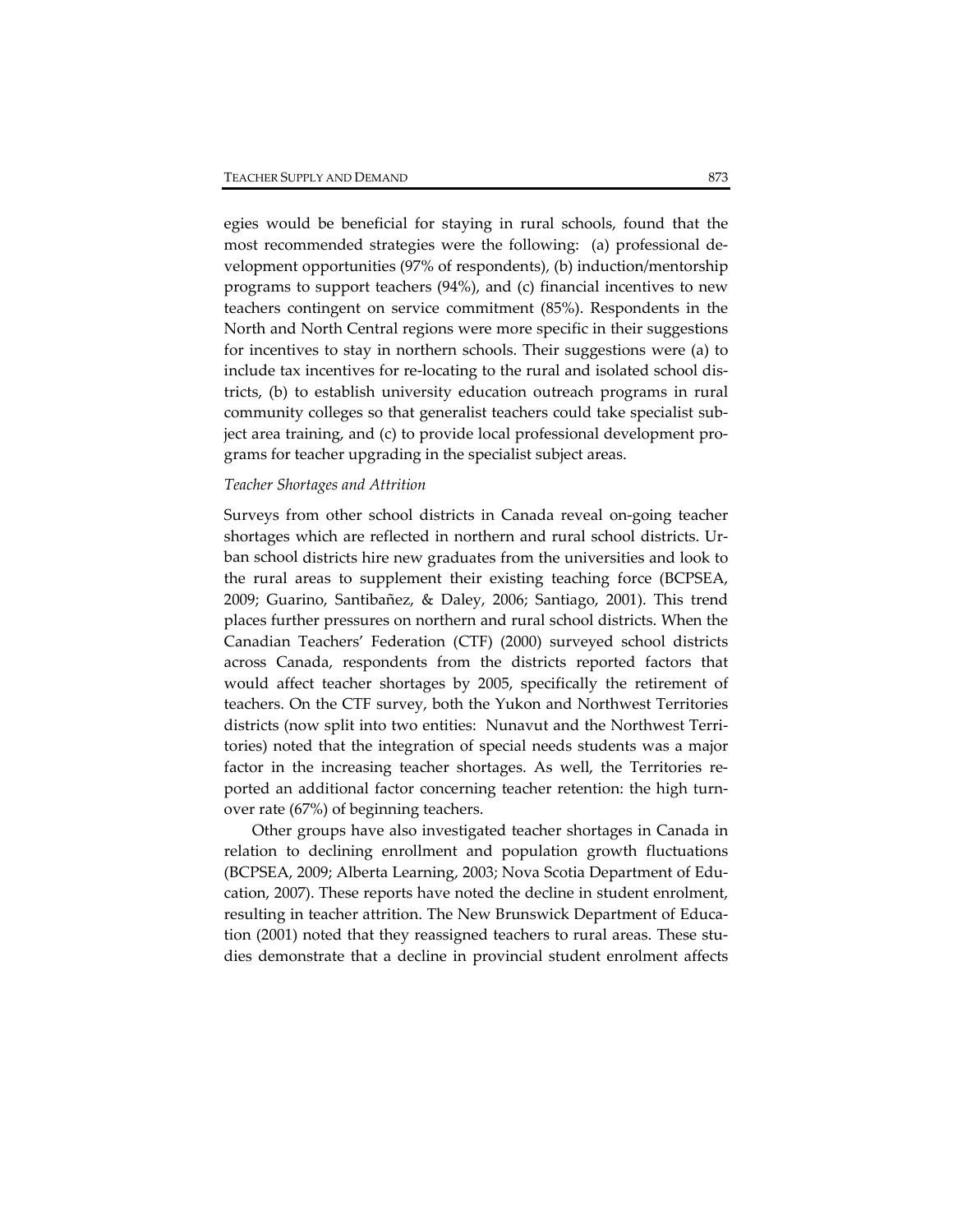egies would be beneficial for staying in rural schools, found that the most recommended strategies were the following: (a) professional development opportunities (97% of respondents), (b) induction/mentorship programs to support teachers (94%), and (c) financial incentives to new teachers contingent on service commitment (85%). Respondents in the North and North Central regions were more specific in their suggestions for incentives to stay in northern schools. Their suggestions were (a) to include tax incentives for re-locating to the rural and isolated school districts, (b) to establish university education outreach programs in rural community colleges so that generalist teachers could take specialist subject area training, and (c) to provide local professional development programs for teacher upgrading in the specialist subject areas.

*Teacher Shortages and Attrition*

Surveys from other school districts in Canada reveal on-going teacher shortages which are reflected in northern and rural school districts. Urban school districts hire new graduates from the universities and look to the rural areas to supplement their existing teaching force (BCPSEA, 2009; Guarino, Santibañez, & Daley, 2006; Santiago, 2001). This trend places further pressures on northern and rural school districts. When the Canadian Teachers' Federation (CTF) (2000) surveyed school districts across Canada, respondents from the districts reported factors that would affect teacher shortages by 2005, specifically the retirement of teachers. On the CTF survey, both the Yukon and Northwest Territories districts (now split into two entities: Nunavut and the Northwest Territories) noted that the integration of special needs students was a major factor in the increasing teacher shortages. As well, the Territories reported an additional factor concerning teacher retention: the high turnover rate (67%) of beginning teachers.

Other groups have also investigated teacher shortages in Canada in relation to declining enrollment and population growth fluctuations (BCPSEA, 2009; Alberta Learning, 2003; Nova Scotia Department of Education, 2007). These reports have noted the decline in student enrolment, resulting in teacher attrition. The New Brunswick Department of Education (2001) noted that they reassigned teachers to rural areas. These studies demonstrate that a decline in provincial student enrolment affects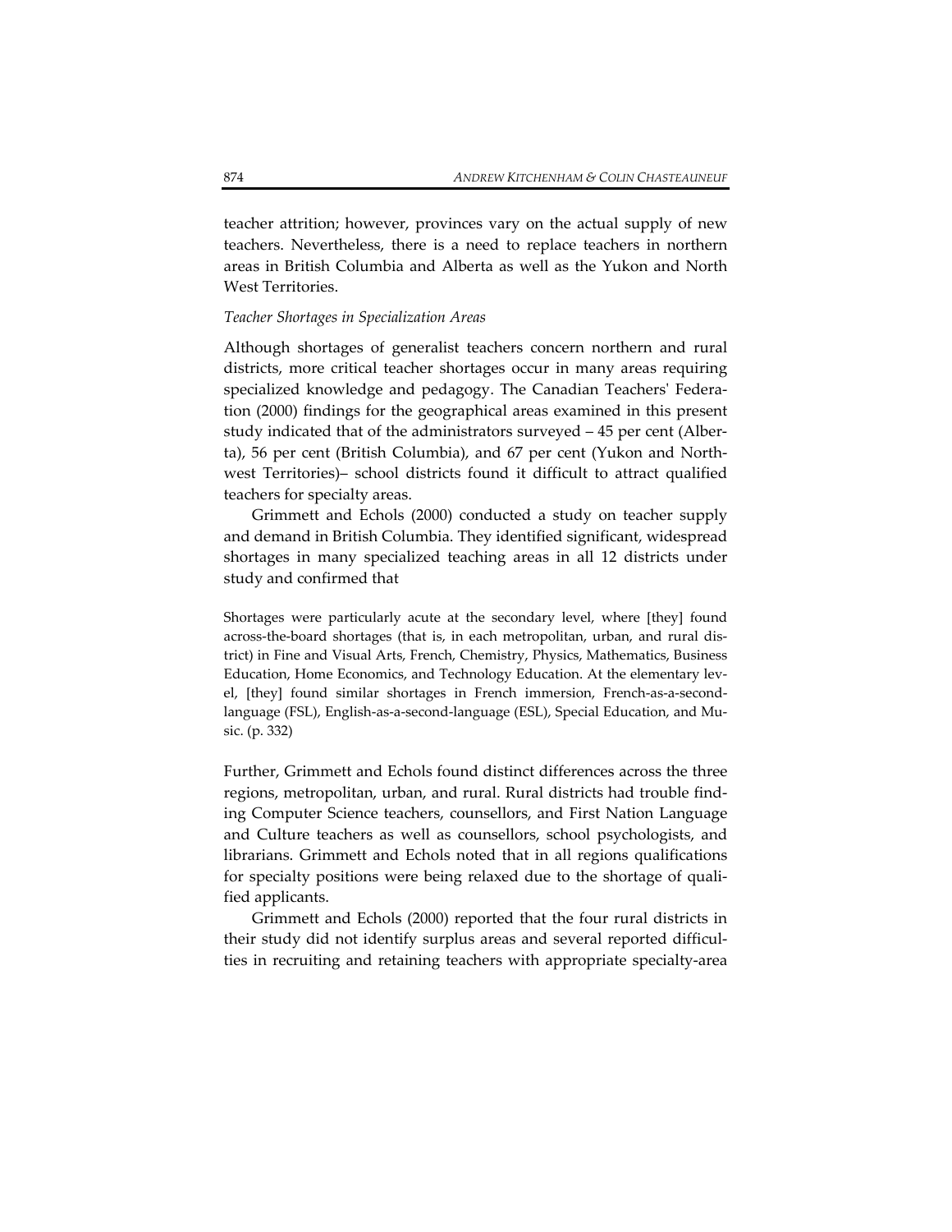teacher attrition; however, provinces vary on the actual supply of new teachers. Nevertheless, there is a need to replace teachers in northern areas in British Columbia and Alberta as well as the Yukon and North West Territories.

### *Teacher Shortages in Specialization Areas*

Although shortages of generalist teachers concern northern and rural districts, more critical teacher shortages occur in many areas requiring specialized knowledge and pedagogy. The Canadian Teachers' Federation (2000) findings for the geographical areas examined in this present study indicated that of the administrators surveyed – 45 per cent (Alberta), 56 per cent (British Columbia), and 67 per cent (Yukon and Northwest Territories)– school districts found it difficult to attract qualified teachers for specialty areas.

Grimmett and Echols (2000) conducted a study on teacher supply and demand in British Columbia. They identified significant, widespread shortages in many specialized teaching areas in all 12 districts under study and confirmed that

> Shortages were particularly acute at the secondary level, where [they] found across-the-board shortages (that is, in each metropolitan, urban, and rural district) in Fine and Visual Arts, French, Chemistry, Physics, Mathematics, Business Education, Home Economics, and Technology Education. At the elementary level, [they] found similar shortages in French immersion, French-as-a-second-language (FSL), English-as-a-second-language (ESL), Special Education, and Music. (p. 332)

Further, Grimmett and Echols found distinct differences across the three regions, metropolitan, urban, and rural. Rural districts had trouble finding Computer Science teachers, counsellors, and First Nation Language and Culture teachers as well as counsellors, school psychologists, and librarians. Grimmett and Echols noted that in all regions qualifications for specialty positions were being relaxed due to the shortage of qualified applicants.

Grimmett and Echols (2000) reported that the four rural districts in their study did not identify surplus areas and several reported difficulties in recruiting and retaining teachers with appropriate specialty-area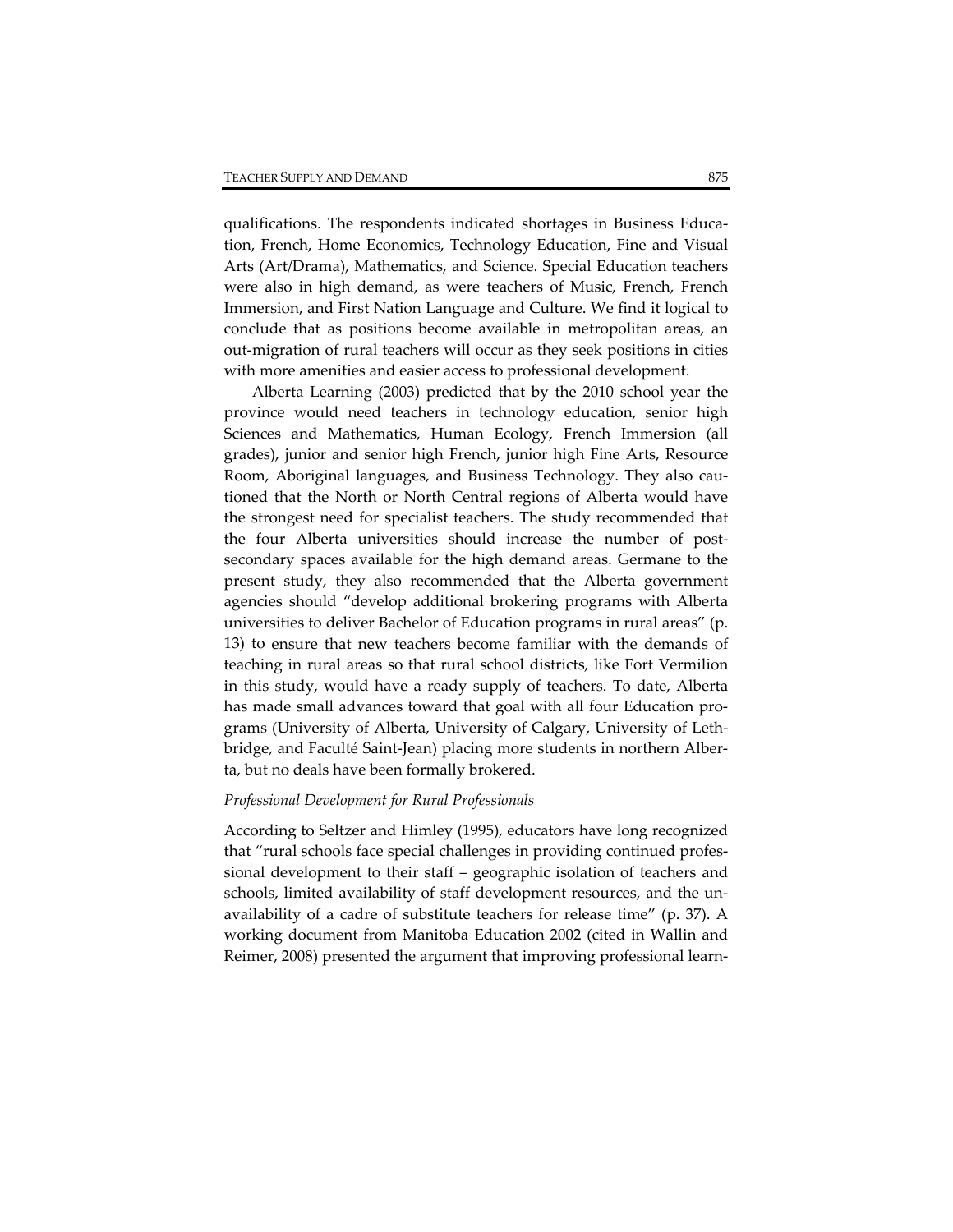qualifications. The respondents indicated shortages in Business Education, French, Home Economics, Technology Education, Fine and Visual Arts (Art/Drama), Mathematics, and Science. Special Education teachers were also in high demand, as were teachers of Music, French, French Immersion, and First Nation Language and Culture. We find it logical to conclude that as positions become available in metropolitan areas, an out-migration of rural teachers will occur as they seek positions in cities with more amenities and easier access to professional development.

Alberta Learning (2003) predicted that by the 2010 school year the province would need teachers in technology education, senior high Sciences and Mathematics, Human Ecology, French Immersion (all grades), junior and senior high French, junior high Fine Arts, Resource Room, Aboriginal languages, and Business Technology. They also cautioned that the North or North Central regions of Alberta would have the strongest need for specialist teachers. The study recommended that the four Alberta universities should increase the number of post-secondary spaces available for the high demand areas. Germane to the present study, they also recommended that the Alberta government agencies should "develop additional brokering programs with Alberta universities to deliver Bachelor of Education programs in rural areas" (p. 13) to ensure that new teachers become familiar with the demands of teaching in rural areas so that rural school districts, like Fort Vermilion in this study, would have a ready supply of teachers. To date, Alberta has made small advances toward that goal with all four Education programs (University of Alberta, University of Calgary, University of Lethbridge, and Faculté Saint-Jean) placing more students in northern Alberta, but no deals have been formally brokered.

### *Professional Development for Rural Professionals*

According to Seltzer and Himley (1995), educators have long recognized that "rural schools face special challenges in providing continued professional development to their staff – geographic isolation of teachers and schools, limited availability of staff development resources, and the unavailability of a cadre of substitute teachers for release time" (p. 37). A working document from Manitoba Education 2002 (cited in Wallin and Reimer, 2008) presented the argument that improving professional learn-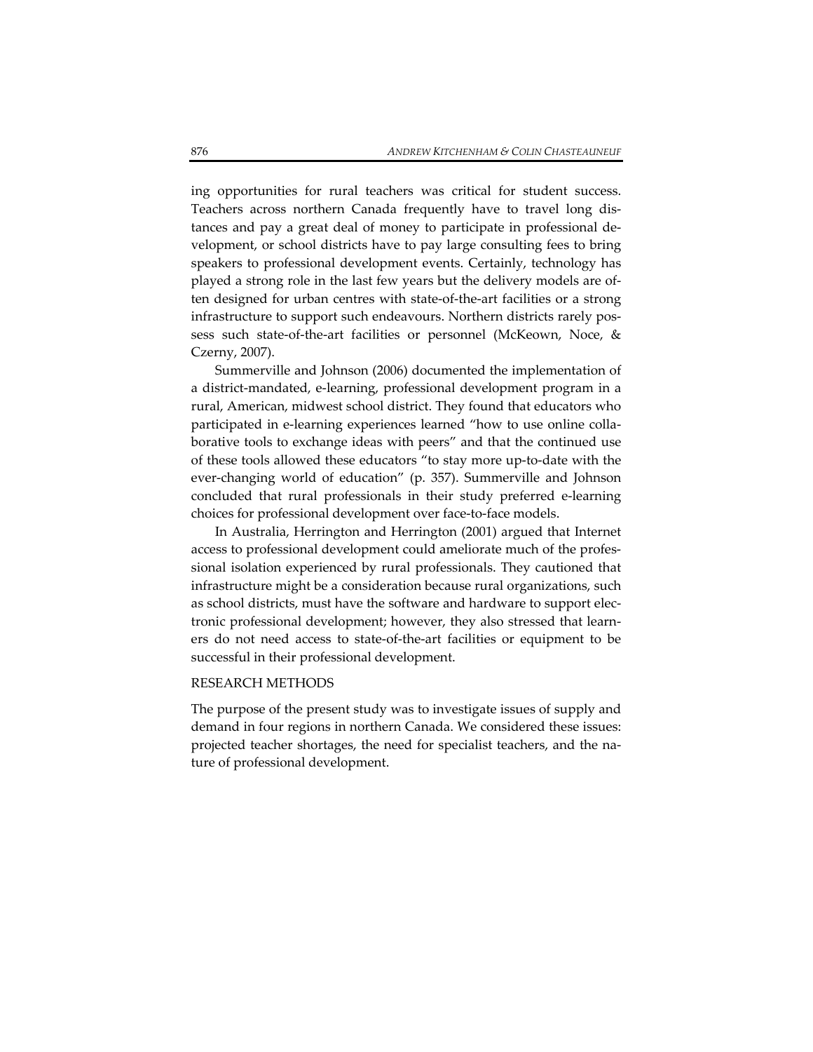ing opportunities for rural teachers was critical for student success. Teachers across northern Canada frequently have to travel long distances and pay a great deal of money to participate in professional development, or school districts have to pay large consulting fees to bring speakers to professional development events. Certainly, technology has played a strong role in the last few years but the delivery models are often designed for urban centres with state-of-the-art facilities or a strong infrastructure to support such endeavours. Northern districts rarely possess such state-of-the-art facilities or personnel (McKeown, Noce, & Czerny, 2007).

Summerville and Johnson (2006) documented the implementation of a district-mandated, e-learning, professional development program in a rural, American, midwest school district. They found that educators who participated in e-learning experiences learned "how to use online collaborative tools to exchange ideas with peers" and that the continued use of these tools allowed these educators "to stay more up-to-date with the ever-changing world of education" (p. 357). Summerville and Johnson concluded that rural professionals in their study preferred e-learning choices for professional development over face-to-face models.

In Australia, Herrington and Herrington (2001) argued that Internet access to professional development could ameliorate much of the professional isolation experienced by rural professionals. They cautioned that infrastructure might be a consideration because rural organizations, such as school districts, must have the software and hardware to support electronic professional development; however, they also stressed that learners do not need access to state-of-the-art facilities or equipment to be successful in their professional development.

## RESEARCH METHODS

The purpose of the present study was to investigate issues of supply and demand in four regions in northern Canada. We considered these issues: projected teacher shortages, the need for specialist teachers, and the nature of professional development.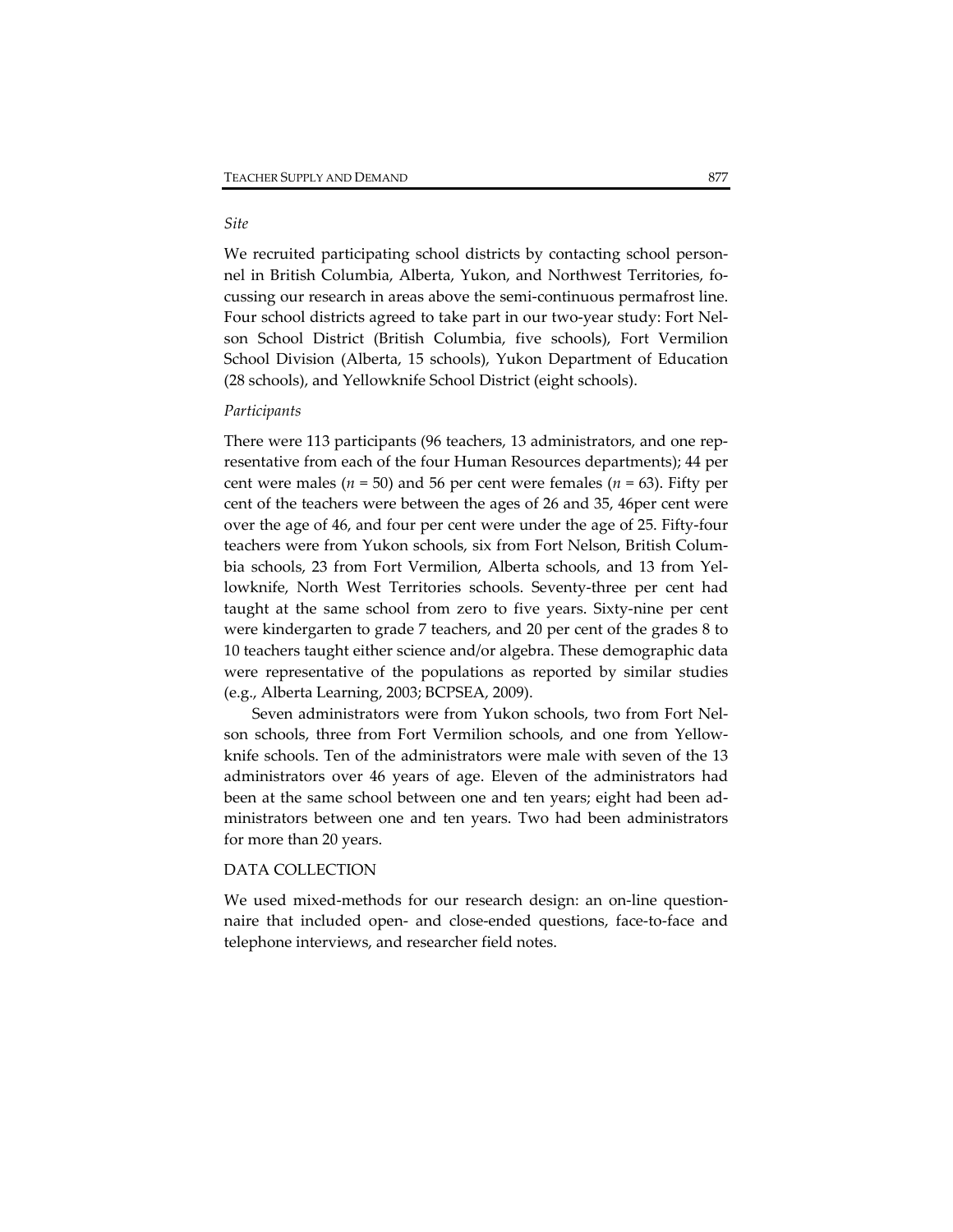*Site*

We recruited participating school districts by contacting school personnel in British Columbia, Alberta, Yukon, and Northwest Territories, focussing our research in areas above the semi-continuous permafrost line. Four school districts agreed to take part in our two-year study: Fort Nelson School District (British Columbia, five schools), Fort Vermilion School Division (Alberta, 15 schools), Yukon Department of Education (28 schools), and Yellowknife School District (eight schools).

*Participants*

There were 113 participants (96 teachers, 13 administrators, and one representative from each of the four Human Resources departments); 44 per cent were males ($n$ = 50) and 56 per cent were females ($n$ = 63). Fifty per cent of the teachers were between the ages of 26 and 35, 46per cent were over the age of 46, and four per cent were under the age of 25. Fifty-four teachers were from Yukon schools, six from Fort Nelson, British Columbia schools, 23 from Fort Vermilion, Alberta schools, and 13 from Yellowknife, North West Territories schools. Seventy-three per cent had taught at the same school from zero to five years. Sixty-nine per cent were kindergarten to grade 7 teachers, and 20 per cent of the grades 8 to 10 teachers taught either science and/or algebra. These demographic data were representative of the populations as reported by similar studies (e.g., Alberta Learning, 2003; BCPSEA, 2009).

Seven administrators were from Yukon schools, two from Fort Nelson schools, three from Fort Vermilion schools, and one from Yellowknife schools. Ten of the administrators were male with seven of the 13 administrators over 46 years of age. Eleven of the administrators had been at the same school between one and ten years; eight had been administrators between one and ten years. Two had been administrators for more than 20 years.

DATA COLLECTION

We used mixed-methods for our research design: an on-line questionnaire that included open- and close-ended questions, face-to-face and telephone interviews, and researcher field notes.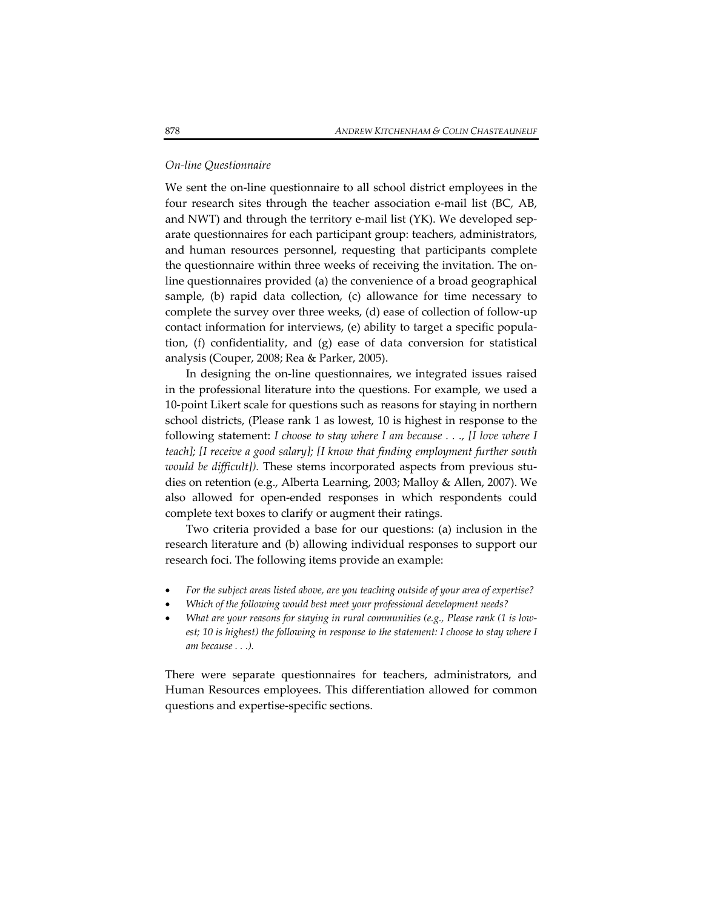*On-line Questionnaire*

We sent the on-line questionnaire to all school district employees in the four research sites through the teacher association e-mail list (BC, AB, and NWT) and through the territory e-mail list (YK). We developed separate questionnaires for each participant group: teachers, administrators, and human resources personnel, requesting that participants complete the questionnaire within three weeks of receiving the invitation. The on-line questionnaires provided (a) the convenience of a broad geographical sample, (b) rapid data collection, (c) allowance for time necessary to complete the survey over three weeks, (d) ease of collection of follow-up contact information for interviews, (e) ability to target a specific population, (f) confidentiality, and (g) ease of data conversion for statistical analysis (Couper, 2008; Rea & Parker, 2005).

In designing the on-line questionnaires, we integrated issues raised in the professional literature into the questions. For example, we used a 10-point Likert scale for questions such as reasons for staying in northern school districts, (Please rank 1 as lowest, 10 is highest in response to the following statement: *I choose to stay where I am because . . ., [I love where I teach]; [I receive a good salary]; [I know that finding employment further south would be difficult]).* These stems incorporated aspects from previous studies on retention (e.g., Alberta Learning, 2003; Malloy & Allen, 2007). We also allowed for open-ended responses in which respondents could complete text boxes to clarify or augment their ratings.

Two criteria provided a base for our questions: (a) inclusion in the research literature and (b) allowing individual responses to support our research foci. The following items provide an example:

- *For the subject areas listed above, are you teaching outside of your area of expertise?*
- *Which of the following would best meet your professional development needs?*
- *What are your reasons for staying in rural communities (e.g., Please rank (1 is lowest; 10 is highest) the following in response to the statement: I choose to stay where I am because . . .).*

There were separate questionnaires for teachers, administrators, and Human Resources employees. This differentiation allowed for common questions and expertise-specific sections.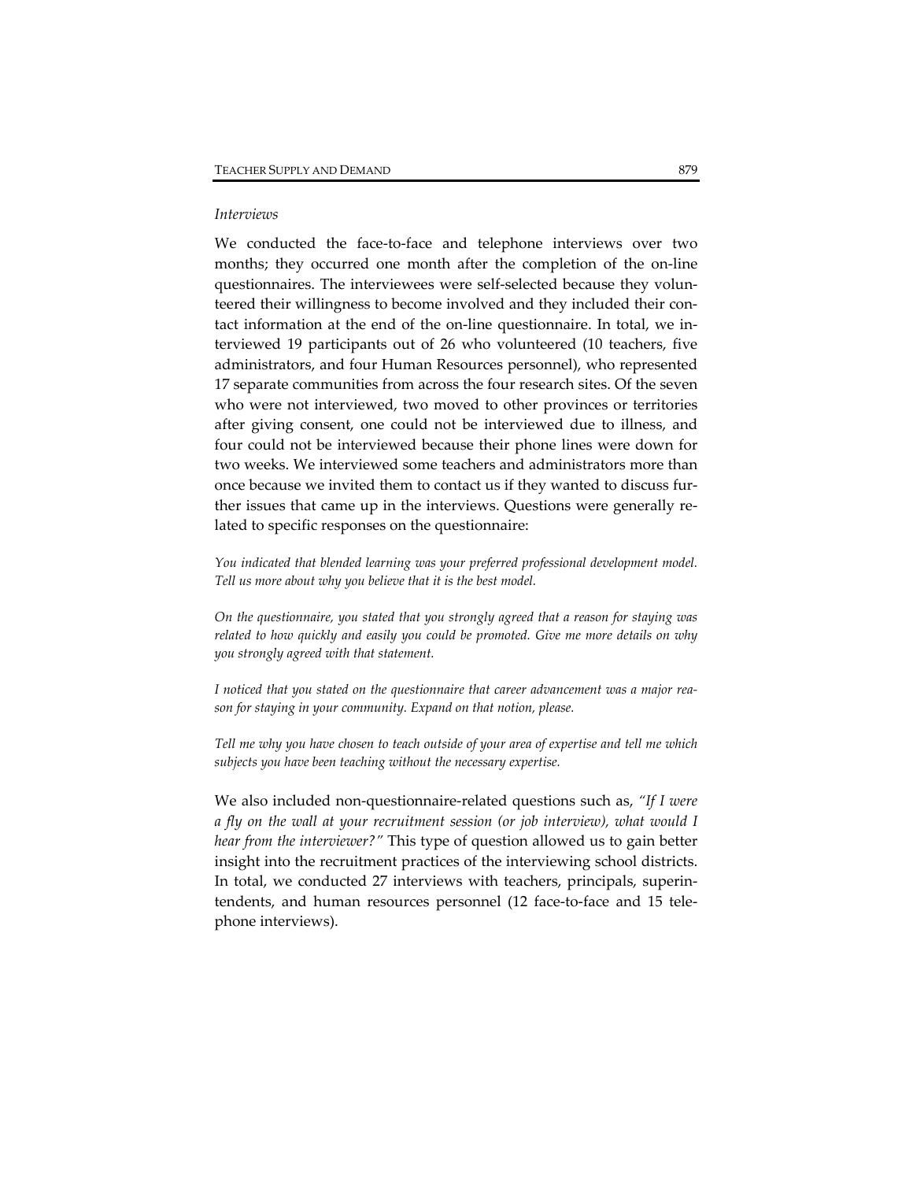*Interviews*

We conducted the face-to-face and telephone interviews over two months; they occurred one month after the completion of the on-line questionnaires. The interviewees were self-selected because they volunteered their willingness to become involved and they included their contact information at the end of the on-line questionnaire. In total, we interviewed 19 participants out of 26 who volunteered (10 teachers, five administrators, and four Human Resources personnel), who represented 17 separate communities from across the four research sites. Of the seven who were not interviewed, two moved to other provinces or territories after giving consent, one could not be interviewed due to illness, and four could not be interviewed because their phone lines were down for two weeks. We interviewed some teachers and administrators more than once because we invited them to contact us if they wanted to discuss further issues that came up in the interviews. Questions were generally related to specific responses on the questionnaire:

*You indicated that blended learning was your preferred professional development model. Tell us more about why you believe that it is the best model.*

*On the questionnaire, you stated that you strongly agreed that a reason for staying was related to how quickly and easily you could be promoted. Give me more details on why you strongly agreed with that statement.*

*I noticed that you stated on the questionnaire that career advancement was a major reason for staying in your community. Expand on that notion, please.*

*Tell me why you have chosen to teach outside of your area of expertise and tell me which subjects you have been teaching without the necessary expertise.*

We also included non-questionnaire-related questions such as, *"If I were a fly on the wall at your recruitment session (or job interview), what would I hear from the interviewer?"* This type of question allowed us to gain better insight into the recruitment practices of the interviewing school districts. In total, we conducted 27 interviews with teachers, principals, superintendents, and human resources personnel (12 face-to-face and 15 telephone interviews).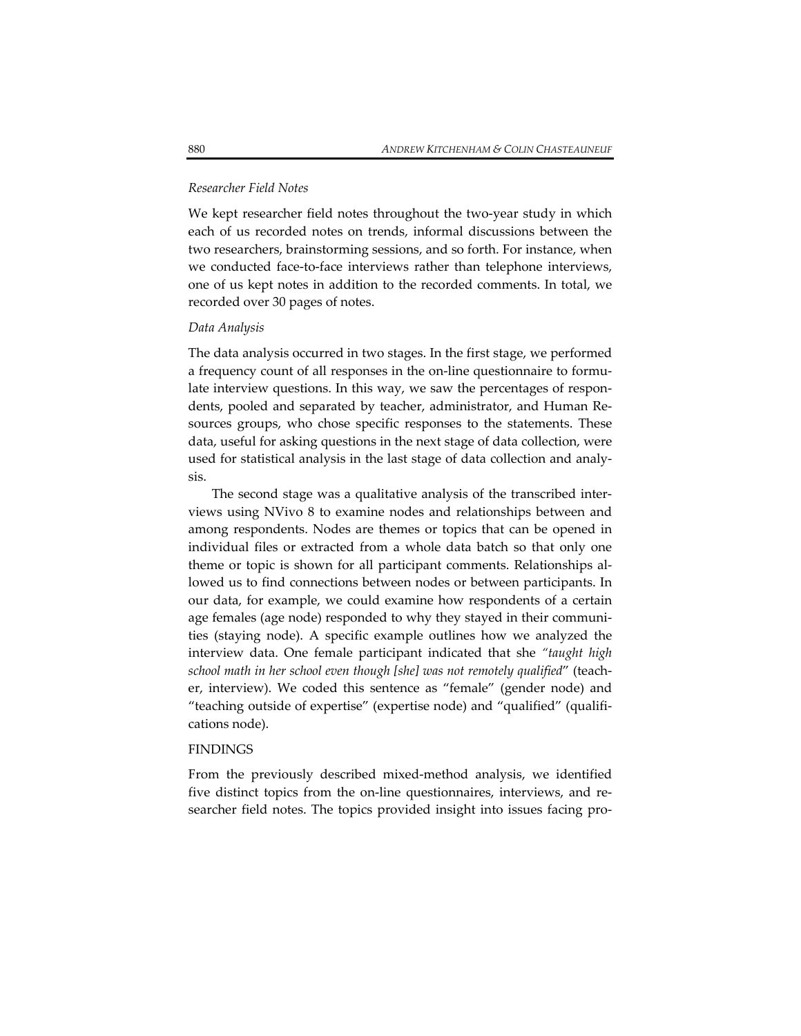### *Researcher Field Notes*

We kept researcher field notes throughout the two-year study in which each of us recorded notes on trends, informal discussions between the two researchers, brainstorming sessions, and so forth. For instance, when we conducted face-to-face interviews rather than telephone interviews, one of us kept notes in addition to the recorded comments. In total, we recorded over 30 pages of notes.

### *Data Analysis*

The data analysis occurred in two stages. In the first stage, we performed a frequency count of all responses in the on-line questionnaire to formulate interview questions. In this way, we saw the percentages of respondents, pooled and separated by teacher, administrator, and Human Resources groups, who chose specific responses to the statements. These data, useful for asking questions in the next stage of data collection, were used for statistical analysis in the last stage of data collection and analysis.

The second stage was a qualitative analysis of the transcribed interviews using NVivo 8 to examine nodes and relationships between and among respondents. Nodes are themes or topics that can be opened in individual files or extracted from a whole data batch so that only one theme or topic is shown for all participant comments. Relationships allowed us to find connections between nodes or between participants. In our data, for example, we could examine how respondents of a certain age females (age node) responded to why they stayed in their communities (staying node). A specific example outlines how we analyzed the interview data. One female participant indicated that she *"taught high school math in her school even though [she] was not remotely qualified*" (teacher, interview). We coded this sentence as "female" (gender node) and "teaching outside of expertise" (expertise node) and "qualified" (qualifications node).

## FINDINGS

From the previously described mixed-method analysis, we identified five distinct topics from the on-line questionnaires, interviews, and researcher field notes. The topics provided insight into issues facing pro-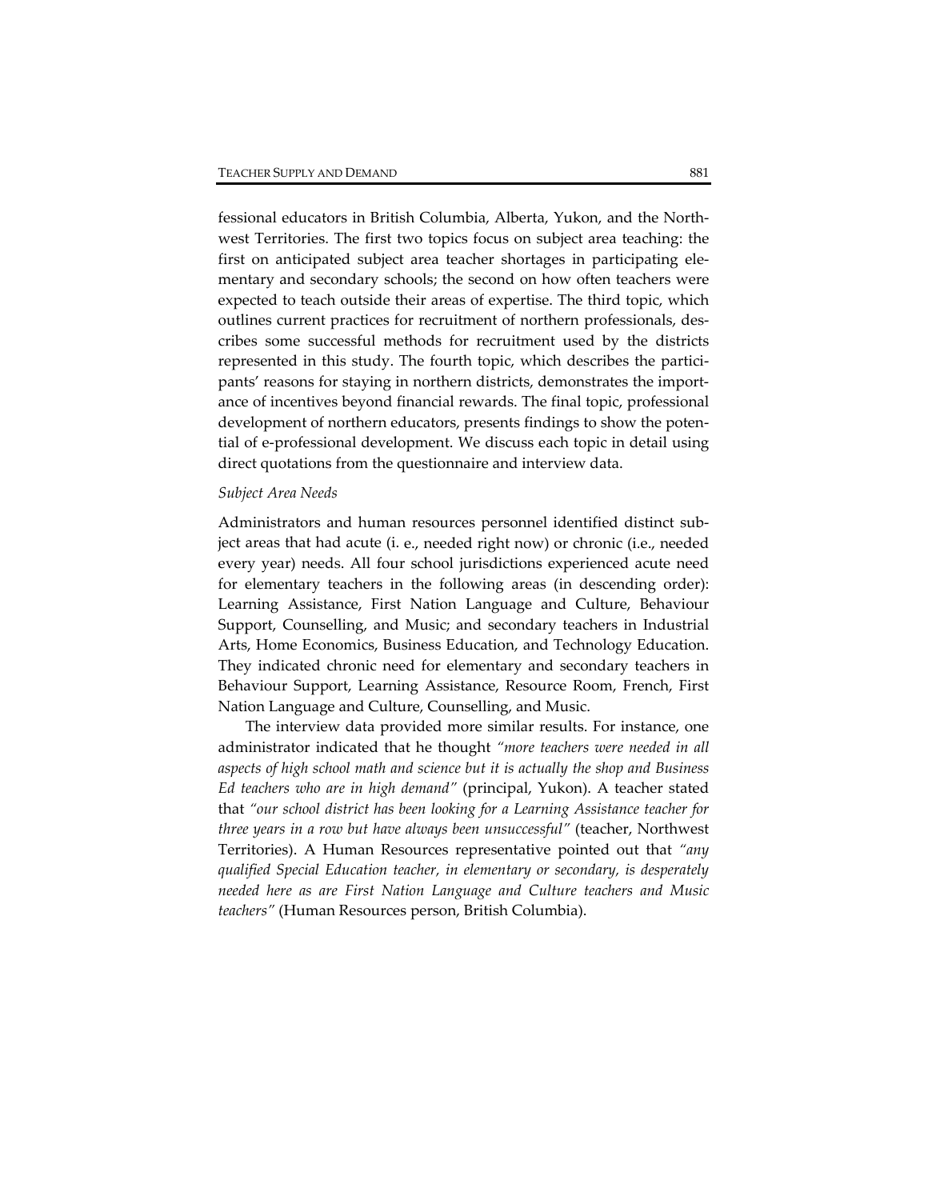fessional educators in British Columbia, Alberta, Yukon, and the Northwest Territories. The first two topics focus on subject area teaching: the first on anticipated subject area teacher shortages in participating elementary and secondary schools; the second on how often teachers were expected to teach outside their areas of expertise. The third topic, which outlines current practices for recruitment of northern professionals, describes some successful methods for recruitment used by the districts represented in this study. The fourth topic, which describes the participants' reasons for staying in northern districts, demonstrates the importance of incentives beyond financial rewards. The final topic, professional development of northern educators, presents findings to show the potential of e-professional development. We discuss each topic in detail using direct quotations from the questionnaire and interview data.

### *Subject Area Needs*

Administrators and human resources personnel identified distinct subject areas that had acute (i. e., needed right now) or chronic (i.e., needed every year) needs. All four school jurisdictions experienced acute need for elementary teachers in the following areas (in descending order): Learning Assistance, First Nation Language and Culture, Behaviour Support, Counselling, and Music; and secondary teachers in Industrial Arts, Home Economics, Business Education, and Technology Education. They indicated chronic need for elementary and secondary teachers in Behaviour Support, Learning Assistance, Resource Room, French, First Nation Language and Culture, Counselling, and Music.

The interview data provided more similar results. For instance, one administrator indicated that he thought *"more teachers were needed in all aspects of high school math and science but it is actually the shop and Business Ed teachers who are in high demand"* (principal, Yukon). A teacher stated that *"our school district has been looking for a Learning Assistance teacher for three years in a row but have always been unsuccessful"* (teacher, Northwest Territories). A Human Resources representative pointed out that *"any qualified Special Education teacher, in elementary or secondary, is desperately needed here as are First Nation Language and Culture teachers and Music teachers"* (Human Resources person, British Columbia).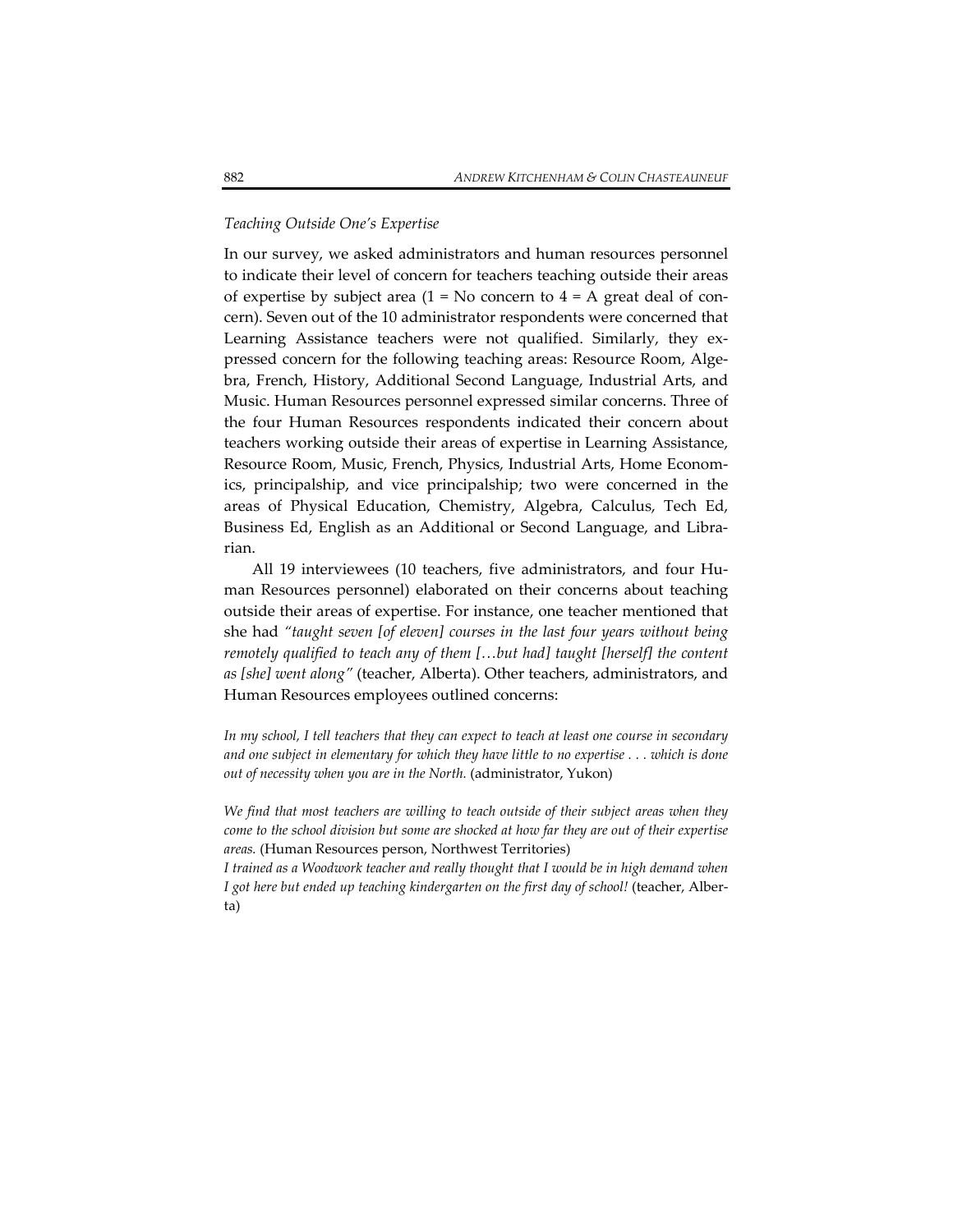*Teaching Outside One's Expertise*

In our survey, we asked administrators and human resources personnel to indicate their level of concern for teachers teaching outside their areas of expertise by subject area (1 = No concern to 4 = A great deal of concern). Seven out of the 10 administrator respondents were concerned that Learning Assistance teachers were not qualified. Similarly, they expressed concern for the following teaching areas: Resource Room, Algebra, French, History, Additional Second Language, Industrial Arts, and Music. Human Resources personnel expressed similar concerns. Three of the four Human Resources respondents indicated their concern about teachers working outside their areas of expertise in Learning Assistance, Resource Room, Music, French, Physics, Industrial Arts, Home Economics, principalship, and vice principalship; two were concerned in the areas of Physical Education, Chemistry, Algebra, Calculus, Tech Ed, Business Ed, English as an Additional or Second Language, and Librarian.

All 19 interviewees (10 teachers, five administrators, and four Human Resources personnel) elaborated on their concerns about teaching outside their areas of expertise. For instance, one teacher mentioned that she had *"taught seven [of eleven] courses in the last four years without being remotely qualified to teach any of them […but had] taught [herself] the content as [she] went along"* (teacher, Alberta). Other teachers, administrators, and Human Resources employees outlined concerns:

*In my school, I tell teachers that they can expect to teach at least one course in secondary and one subject in elementary for which they have little to no expertise . . . which is done out of necessity when you are in the North.* (administrator, Yukon)

*We find that most teachers are willing to teach outside of their subject areas when they come to the school division but some are shocked at how far they are out of their expertise areas.* (Human Resources person, Northwest Territories)

*I trained as a Woodwork teacher and really thought that I would be in high demand when I got here but ended up teaching kindergarten on the first day of school!* (teacher, Alberta)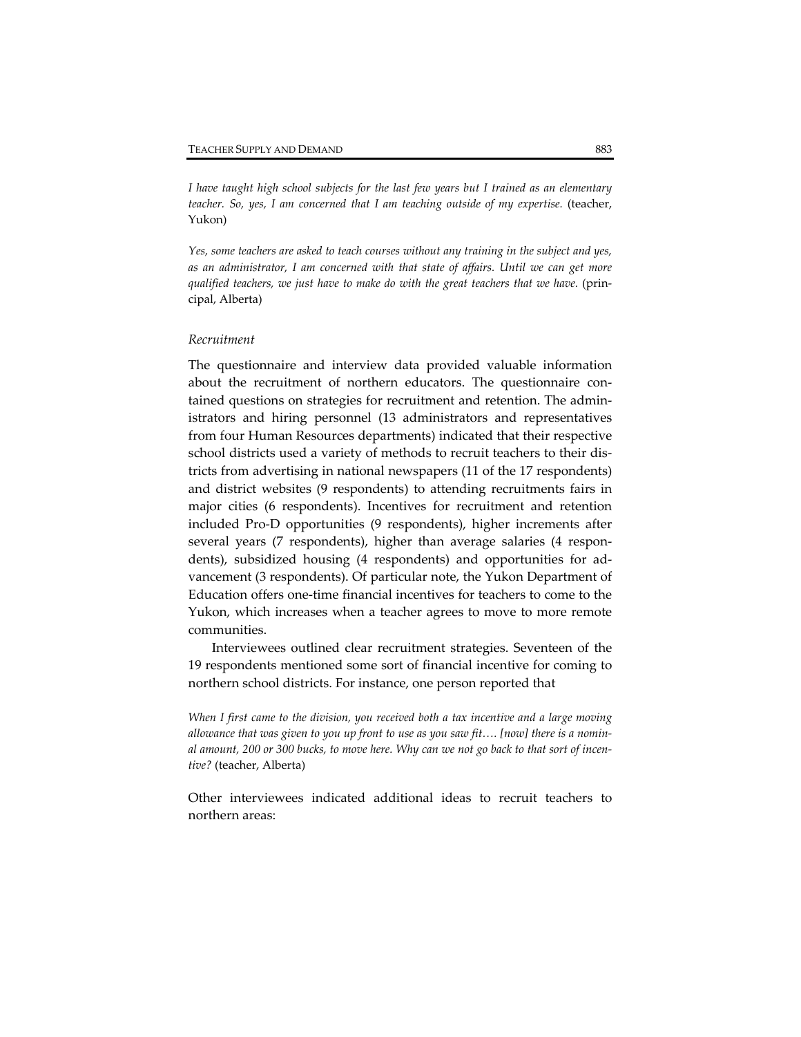*I have taught high school subjects for the last few years but I trained as an elementary teacher. So, yes, I am concerned that I am teaching outside of my expertise.* (teacher, Yukon)

*Yes, some teachers are asked to teach courses without any training in the subject and yes, as an administrator, I am concerned with that state of affairs. Until we can get more qualified teachers, we just have to make do with the great teachers that we have.* (principal, Alberta)

### *Recruitment*

The questionnaire and interview data provided valuable information about the recruitment of northern educators. The questionnaire contained questions on strategies for recruitment and retention. The administrators and hiring personnel (13 administrators and representatives from four Human Resources departments) indicated that their respective school districts used a variety of methods to recruit teachers to their districts from advertising in national newspapers (11 of the 17 respondents) and district websites (9 respondents) to attending recruitments fairs in major cities (6 respondents). Incentives for recruitment and retention included Pro-D opportunities (9 respondents), higher increments after several years (7 respondents), higher than average salaries (4 respondents), subsidized housing (4 respondents) and opportunities for advancement (3 respondents). Of particular note, the Yukon Department of Education offers one-time financial incentives for teachers to come to the Yukon, which increases when a teacher agrees to move to more remote communities.

Interviewees outlined clear recruitment strategies. Seventeen of the 19 respondents mentioned some sort of financial incentive for coming to northern school districts. For instance, one person reported that

*When I first came to the division, you received both a tax incentive and a large moving allowance that was given to you up front to use as you saw fit…. [now] there is a nominal amount, 200 or 300 bucks, to move here. Why can we not go back to that sort of incentive?* (teacher, Alberta)

Other interviewees indicated additional ideas to recruit teachers to northern areas: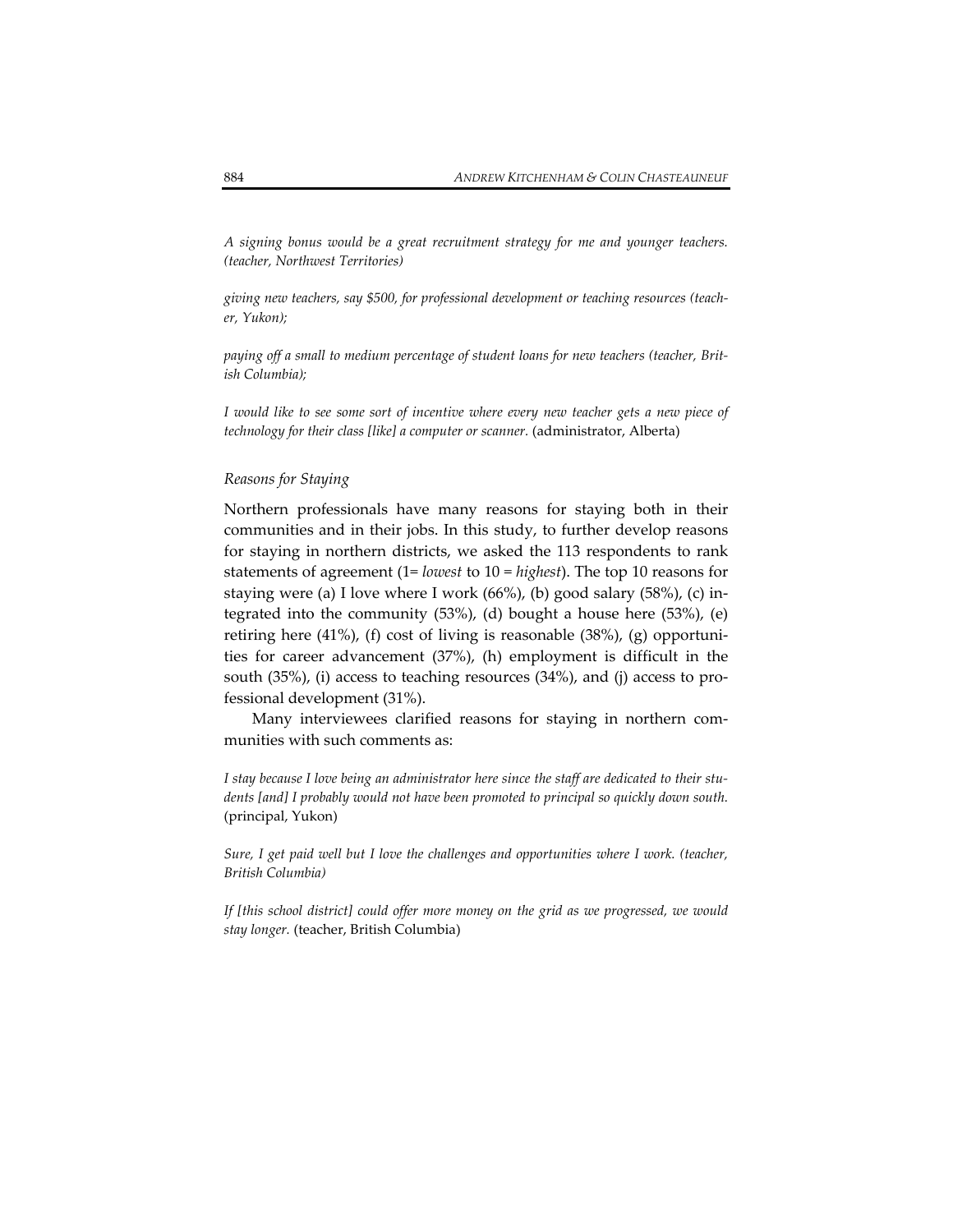*A signing bonus would be a great recruitment strategy for me and younger teachers. (teacher, Northwest Territories)*

*giving new teachers, say $500, for professional development or teaching resources (teacher, Yukon);*

*paying off a small to medium percentage of student loans for new teachers (teacher, British Columbia);*

*I would like to see some sort of incentive where every new teacher gets a new piece of technology for their class [like] a computer or scanner.* (administrator, Alberta)

### *Reasons for Staying*

Northern professionals have many reasons for staying both in their communities and in their jobs. In this study, to further develop reasons for staying in northern districts, we asked the 113 respondents to rank statements of agreement (1= *lowest* to 10 = *highest*). The top 10 reasons for staying were (a) I love where I work (66%), (b) good salary (58%), (c) integrated into the community (53%), (d) bought a house here (53%), (e) retiring here (41%), (f) cost of living is reasonable (38%), (g) opportunities for career advancement (37%), (h) employment is difficult in the south (35%), (i) access to teaching resources (34%), and (j) access to professional development (31%).

Many interviewees clarified reasons for staying in northern communities with such comments as:

*I stay because I love being an administrator here since the staff are dedicated to their students [and] I probably would not have been promoted to principal so quickly down south.* (principal, Yukon)

*Sure, I get paid well but I love the challenges and opportunities where I work. (teacher, British Columbia)*

*If [this school district] could offer more money on the grid as we progressed, we would stay longer.* (teacher, British Columbia)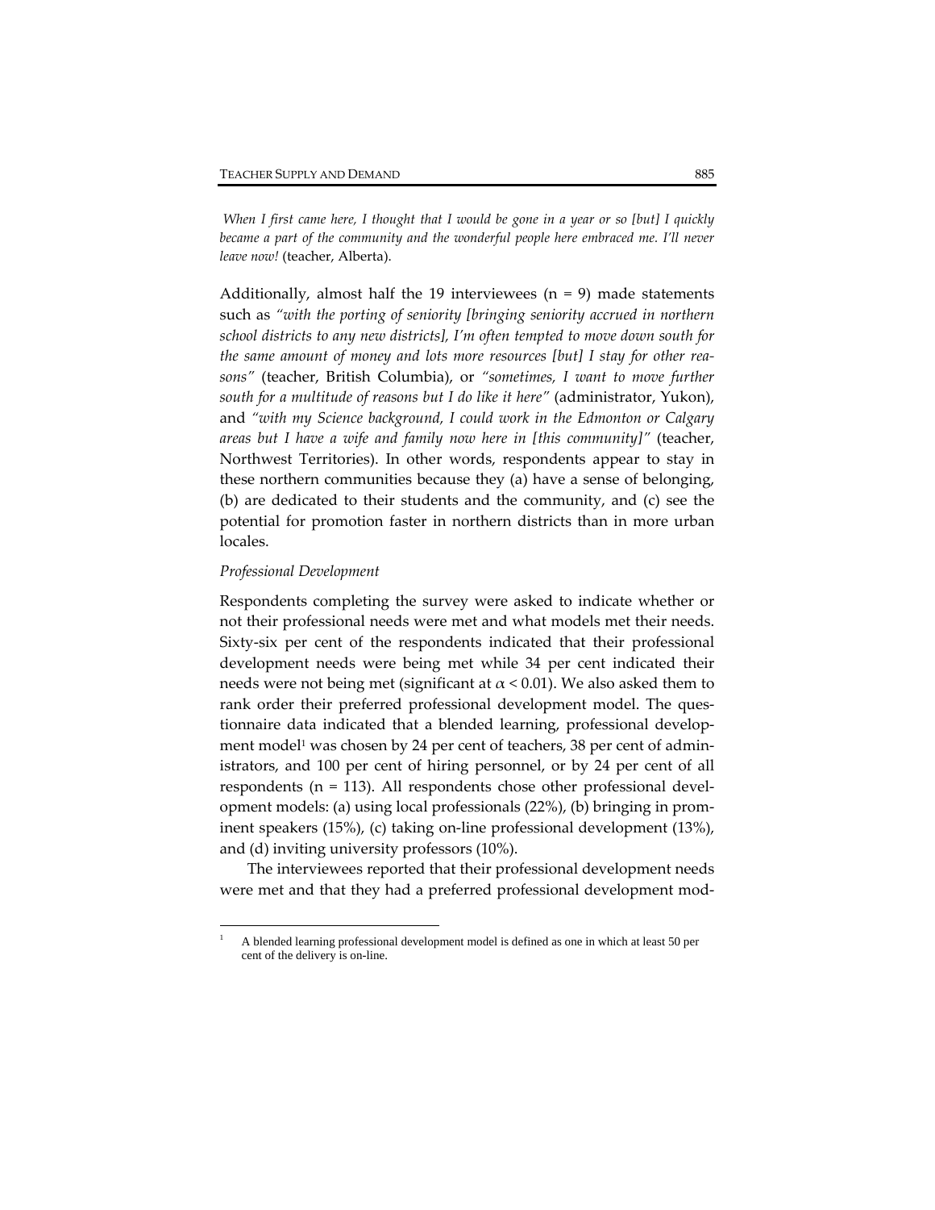*When I first came here, I thought that I would be gone in a year or so [but] I quickly became a part of the community and the wonderful people here embraced me. I'll never leave now!* (teacher, Alberta).

Additionally, almost half the 19 interviewees (n = 9) made statements such as *"with the porting of seniority [bringing seniority accrued in northern school districts to any new districts], I'm often tempted to move down south for the same amount of money and lots more resources [but] I stay for other reasons"* (teacher, British Columbia), or *"sometimes, I want to move further south for a multitude of reasons but I do like it here"* (administrator, Yukon), and *"with my Science background, I could work in the Edmonton or Calgary areas but I have a wife and family now here in [this community]"* (teacher, Northwest Territories). In other words, respondents appear to stay in these northern communities because they (a) have a sense of belonging, (b) are dedicated to their students and the community, and (c) see the potential for promotion faster in northern districts than in more urban locales.

*Professional Development*

Respondents completing the survey were asked to indicate whether or not their professional needs were met and what models met their needs. Sixty-six per cent of the respondents indicated that their professional development needs were being met while 34 per cent indicated their needs were not being met (significant at $\alpha < 0.01$). We also asked them to rank order their preferred professional development model. The questionnaire data indicated that a blended learning, professional development model[1] was chosen by 24 per cent of teachers, 38 per cent of administrators, and 100 per cent of hiring personnel, or by 24 per cent of all respondents (n = 113). All respondents chose other professional development models: (a) using local professionals (22%), (b) bringing in prominent speakers (15%), (c) taking on-line professional development (13%), and (d) inviting university professors (10%).

The interviewees reported that their professional development needs were met and that they had a preferred professional development mod-

[1] A blended learning professional development model is defined as one in which at least 50 per cent of the delivery is on-line.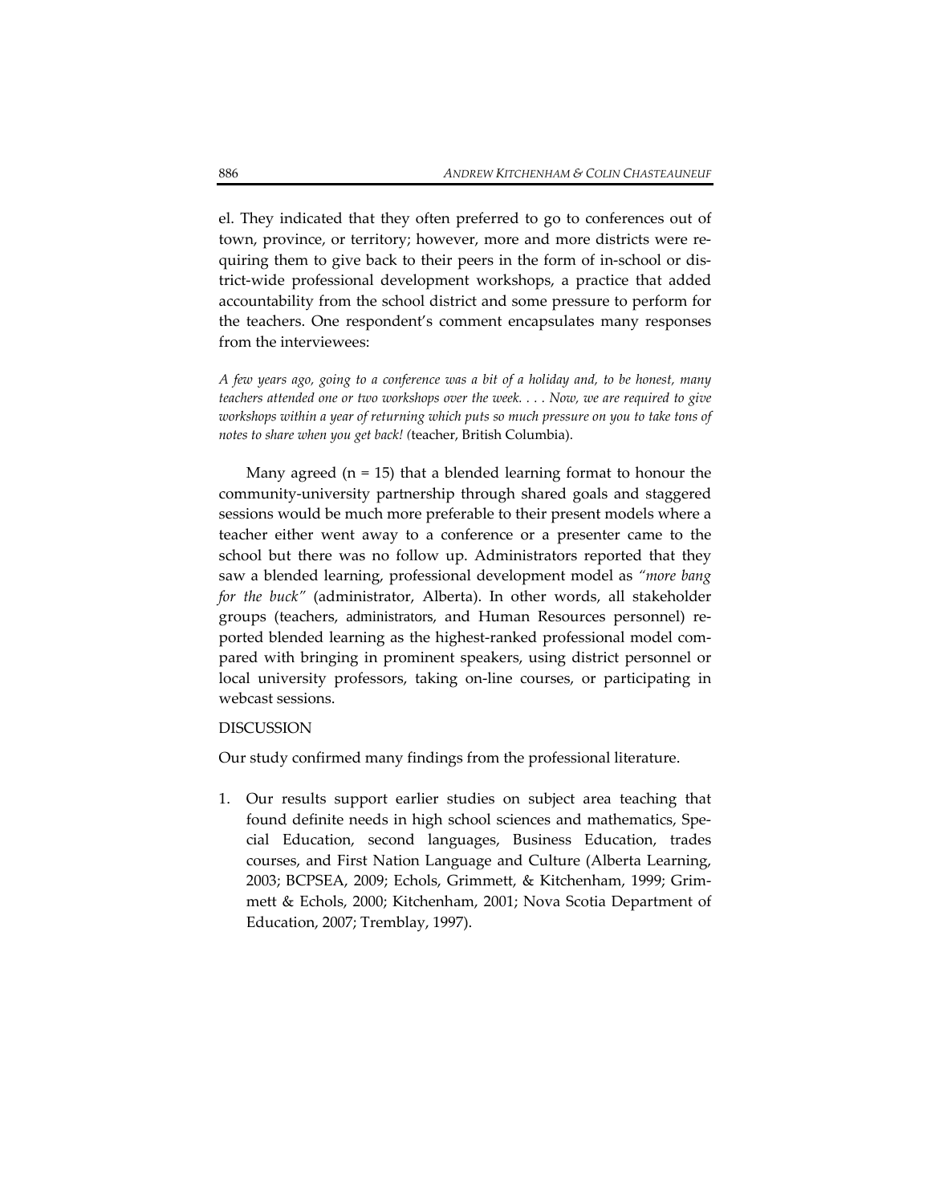el. They indicated that they often preferred to go to conferences out of town, province, or territory; however, more and more districts were requiring them to give back to their peers in the form of in-school or district-wide professional development workshops, a practice that added accountability from the school district and some pressure to perform for the teachers. One respondent's comment encapsulates many responses from the interviewees:

*A few years ago, going to a conference was a bit of a holiday and, to be honest, many teachers attended one or two workshops over the week. . . . Now, we are required to give workshops within a year of returning which puts so much pressure on you to take tons of notes to share when you get back!* (teacher, British Columbia).

Many agreed (n = 15) that a blended learning format to honour the community-university partnership through shared goals and staggered sessions would be much more preferable to their present models where a teacher either went away to a conference or a presenter came to the school but there was no follow up. Administrators reported that they saw a blended learning, professional development model as *"more bang for the buck"* (administrator, Alberta). In other words, all stakeholder groups (teachers, administrators, and Human Resources personnel) reported blended learning as the highest-ranked professional model compared with bringing in prominent speakers, using district personnel or local university professors, taking on-line courses, or participating in webcast sessions.

## DISCUSSION

Our study confirmed many findings from the professional literature.

1. Our results support earlier studies on subject area teaching that found definite needs in high school sciences and mathematics, Special Education, second languages, Business Education, trades courses, and First Nation Language and Culture (Alberta Learning, 2003; BCPSEA, 2009; Echols, Grimmett, & Kitchenham, 1999; Grimmett & Echols, 2000; Kitchenham, 2001; Nova Scotia Department of Education, 2007; Tremblay, 1997).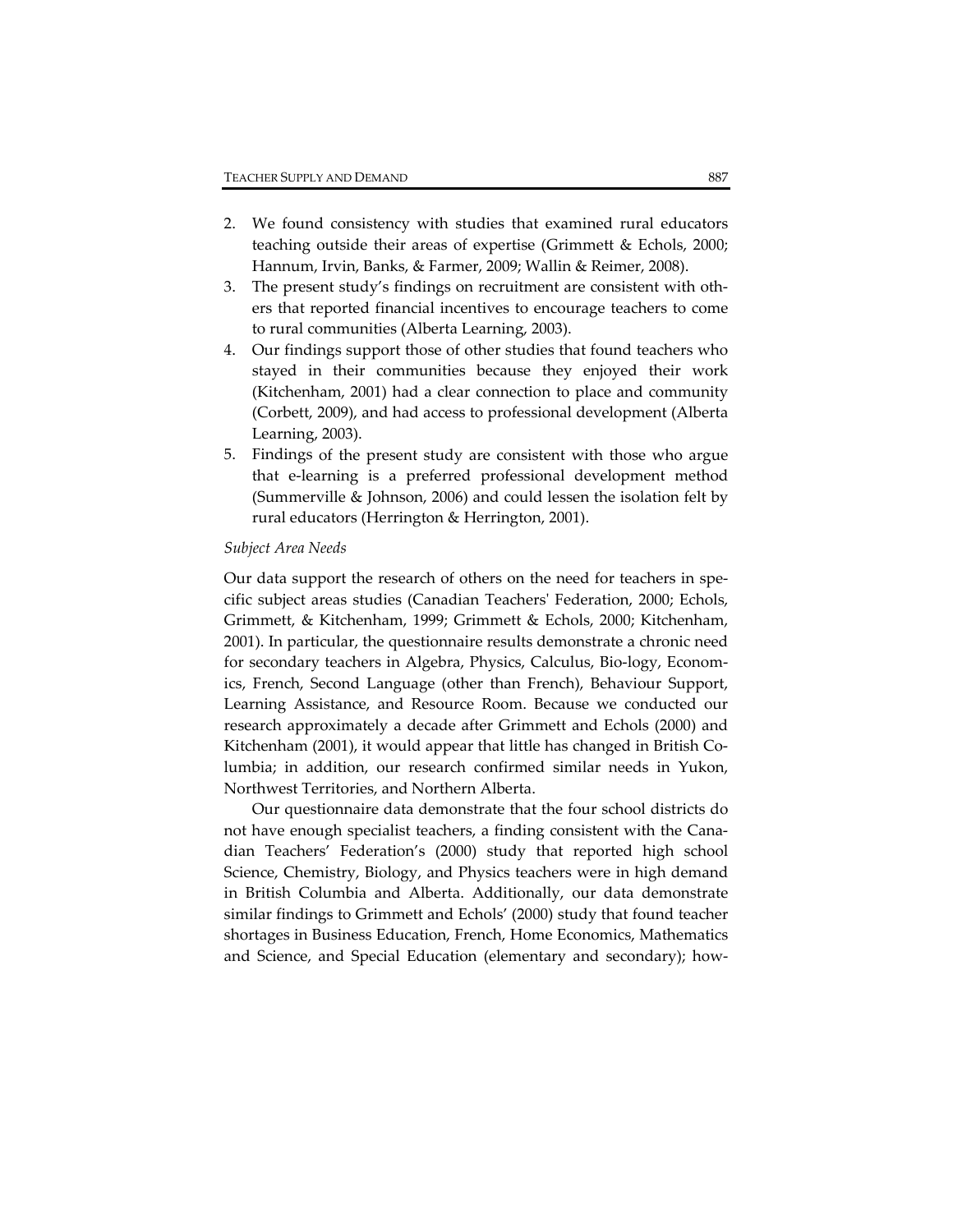2. We found consistency with studies that examined rural educators teaching outside their areas of expertise (Grimmett & Echols, 2000; Hannum, Irvin, Banks, & Farmer, 2009; Wallin & Reimer, 2008).
3. The present study's findings on recruitment are consistent with others that reported financial incentives to encourage teachers to come to rural communities (Alberta Learning, 2003).
4. Our findings support those of other studies that found teachers who stayed in their communities because they enjoyed their work (Kitchenham, 2001) had a clear connection to place and community (Corbett, 2009), and had access to professional development (Alberta Learning, 2003).
5. Findings of the present study are consistent with those who argue that e-learning is a preferred professional development method (Summerville & Johnson, 2006) and could lessen the isolation felt by rural educators (Herrington & Herrington, 2001).

*Subject Area Needs*

Our data support the research of others on the need for teachers in specific subject areas studies (Canadian Teachers' Federation, 2000; Echols, Grimmett, & Kitchenham, 1999; Grimmett & Echols, 2000; Kitchenham, 2001). In particular, the questionnaire results demonstrate a chronic need for secondary teachers in Algebra, Physics, Calculus, Bio-logy, Economics, French, Second Language (other than French), Behaviour Support, Learning Assistance, and Resource Room. Because we conducted our research approximately a decade after Grimmett and Echols (2000) and Kitchenham (2001), it would appear that little has changed in British Columbia; in addition, our research confirmed similar needs in Yukon, Northwest Territories, and Northern Alberta.

Our questionnaire data demonstrate that the four school districts do not have enough specialist teachers, a finding consistent with the Canadian Teachers' Federation's (2000) study that reported high school Science, Chemistry, Biology, and Physics teachers were in high demand in British Columbia and Alberta. Additionally, our data demonstrate similar findings to Grimmett and Echols' (2000) study that found teacher shortages in Business Education, French, Home Economics, Mathematics and Science, and Special Education (elementary and secondary); how-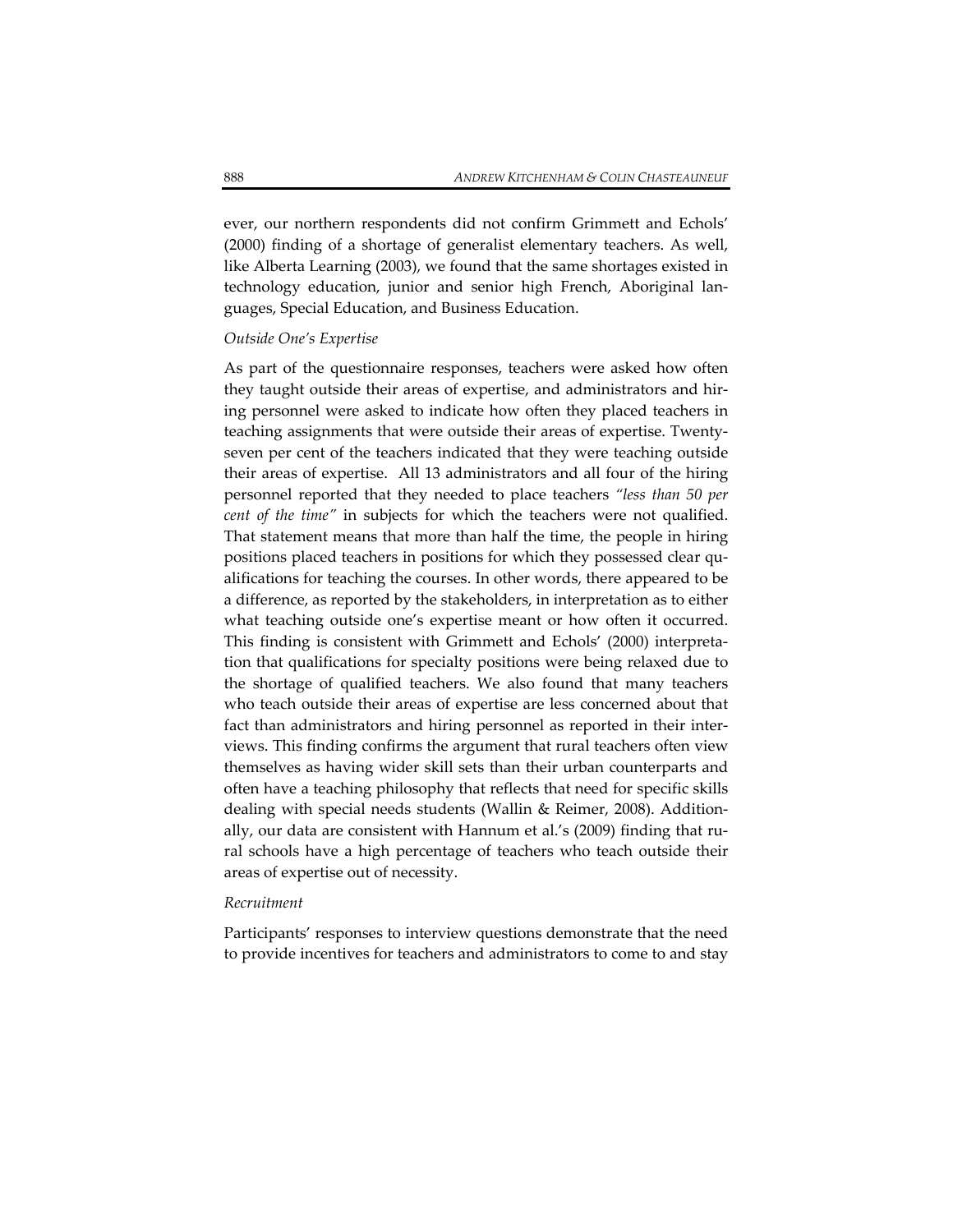ever, our northern respondents did not confirm Grimmett and Echols' (2000) finding of a shortage of generalist elementary teachers. As well, like Alberta Learning (2003), we found that the same shortages existed in technology education, junior and senior high French, Aboriginal languages, Special Education, and Business Education.

*Outside One's Expertise*

As part of the questionnaire responses, teachers were asked how often they taught outside their areas of expertise, and administrators and hiring personnel were asked to indicate how often they placed teachers in teaching assignments that were outside their areas of expertise. Twenty-seven per cent of the teachers indicated that they were teaching outside their areas of expertise. All 13 administrators and all four of the hiring personnel reported that they needed to place teachers *"less than 50 per cent of the time"* in subjects for which the teachers were not qualified. That statement means that more than half the time, the people in hiring positions placed teachers in positions for which they possessed clear qualifications for teaching the courses. In other words, there appeared to be a difference, as reported by the stakeholders, in interpretation as to either what teaching outside one's expertise meant or how often it occurred. This finding is consistent with Grimmett and Echols' (2000) interpretation that qualifications for specialty positions were being relaxed due to the shortage of qualified teachers. We also found that many teachers who teach outside their areas of expertise are less concerned about that fact than administrators and hiring personnel as reported in their interviews. This finding confirms the argument that rural teachers often view themselves as having wider skill sets than their urban counterparts and often have a teaching philosophy that reflects that need for specific skills dealing with special needs students (Wallin & Reimer, 2008). Additionally, our data are consistent with Hannum et al.'s (2009) finding that rural schools have a high percentage of teachers who teach outside their areas of expertise out of necessity.

*Recruitment*

Participants' responses to interview questions demonstrate that the need to provide incentives for teachers and administrators to come to and stay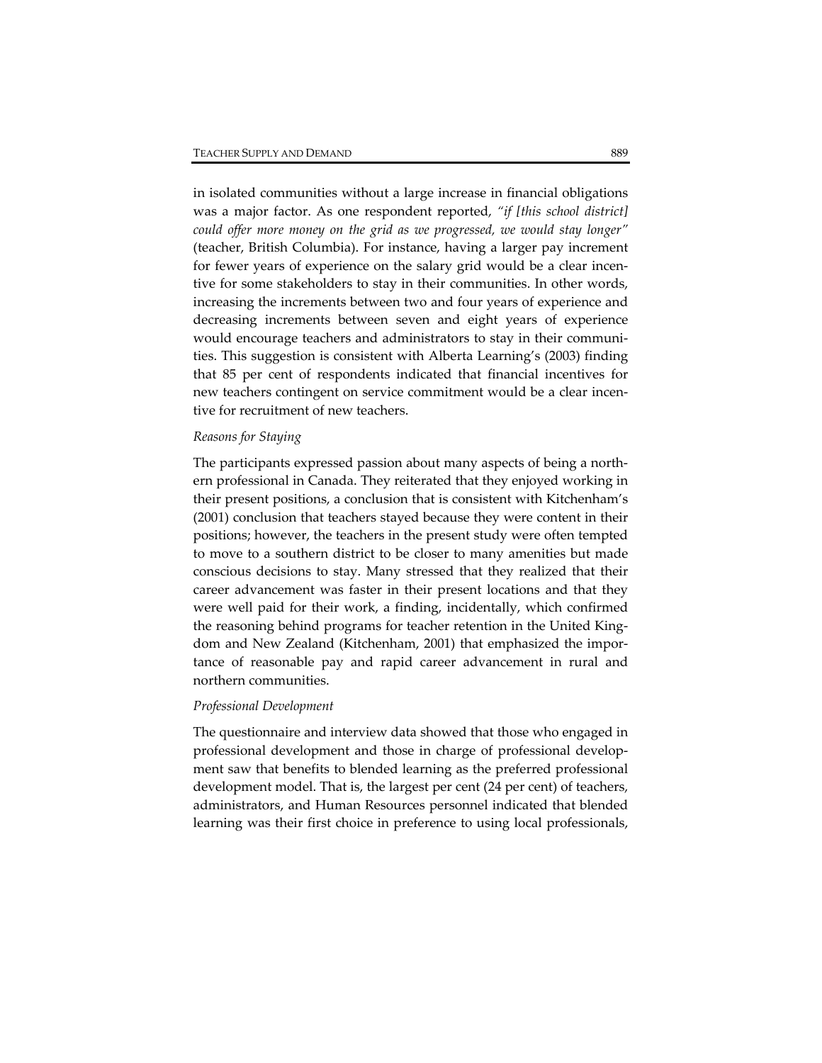in isolated communities without a large increase in financial obligations was a major factor. As one respondent reported, *"if [this school district] could offer more money on the grid as we progressed, we would stay longer"* (teacher, British Columbia). For instance, having a larger pay increment for fewer years of experience on the salary grid would be a clear incentive for some stakeholders to stay in their communities. In other words, increasing the increments between two and four years of experience and decreasing increments between seven and eight years of experience would encourage teachers and administrators to stay in their communities. This suggestion is consistent with Alberta Learning's (2003) finding that 85 per cent of respondents indicated that financial incentives for new teachers contingent on service commitment would be a clear incentive for recruitment of new teachers.

*Reasons for Staying*

The participants expressed passion about many aspects of being a northern professional in Canada. They reiterated that they enjoyed working in their present positions, a conclusion that is consistent with Kitchenham's (2001) conclusion that teachers stayed because they were content in their positions; however, the teachers in the present study were often tempted to move to a southern district to be closer to many amenities but made conscious decisions to stay. Many stressed that they realized that their career advancement was faster in their present locations and that they were well paid for their work, a finding, incidentally, which confirmed the reasoning behind programs for teacher retention in the United Kingdom and New Zealand (Kitchenham, 2001) that emphasized the importance of reasonable pay and rapid career advancement in rural and northern communities.

*Professional Development*

The questionnaire and interview data showed that those who engaged in professional development and those in charge of professional development saw that benefits to blended learning as the preferred professional development model. That is, the largest per cent (24 per cent) of teachers, administrators, and Human Resources personnel indicated that blended learning was their first choice in preference to using local professionals,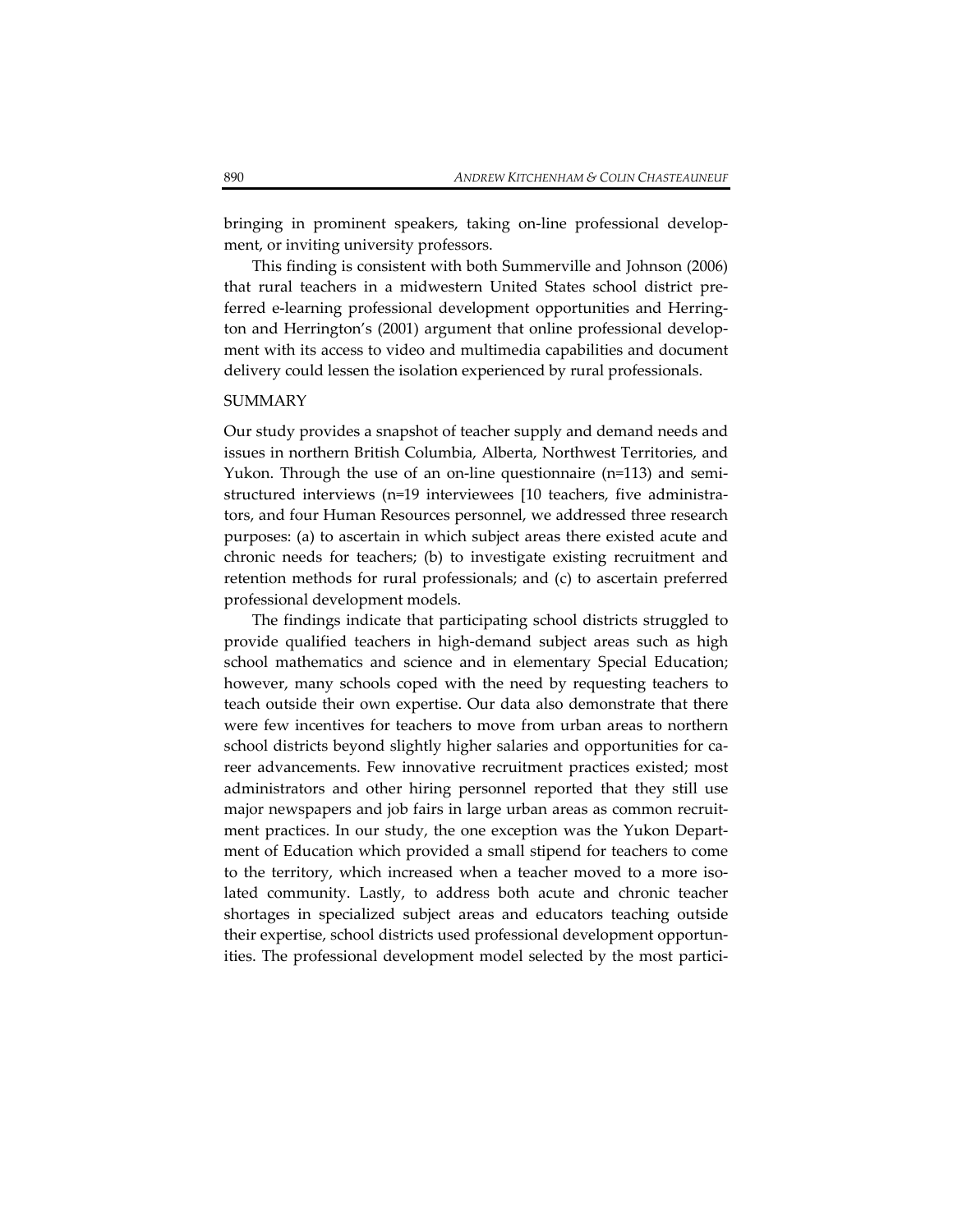bringing in prominent speakers, taking on-line professional development, or inviting university professors.

This finding is consistent with both Summerville and Johnson (2006) that rural teachers in a midwestern United States school district preferred e-learning professional development opportunities and Herrington and Herrington's (2001) argument that online professional development with its access to video and multimedia capabilities and document delivery could lessen the isolation experienced by rural professionals.

## SUMMARY

Our study provides a snapshot of teacher supply and demand needs and issues in northern British Columbia, Alberta, Northwest Territories, and Yukon. Through the use of an on-line questionnaire (n=113) and semi-structured interviews (n=19 interviewees [10 teachers, five administrators, and four Human Resources personnel, we addressed three research purposes: (a) to ascertain in which subject areas there existed acute and chronic needs for teachers; (b) to investigate existing recruitment and retention methods for rural professionals; and (c) to ascertain preferred professional development models.

The findings indicate that participating school districts struggled to provide qualified teachers in high-demand subject areas such as high school mathematics and science and in elementary Special Education; however, many schools coped with the need by requesting teachers to teach outside their own expertise. Our data also demonstrate that there were few incentives for teachers to move from urban areas to northern school districts beyond slightly higher salaries and opportunities for career advancements. Few innovative recruitment practices existed; most administrators and other hiring personnel reported that they still use major newspapers and job fairs in large urban areas as common recruitment practices. In our study, the one exception was the Yukon Department of Education which provided a small stipend for teachers to come to the territory, which increased when a teacher moved to a more isolated community. Lastly, to address both acute and chronic teacher shortages in specialized subject areas and educators teaching outside their expertise, school districts used professional development opportunities. The professional development model selected by the most partici-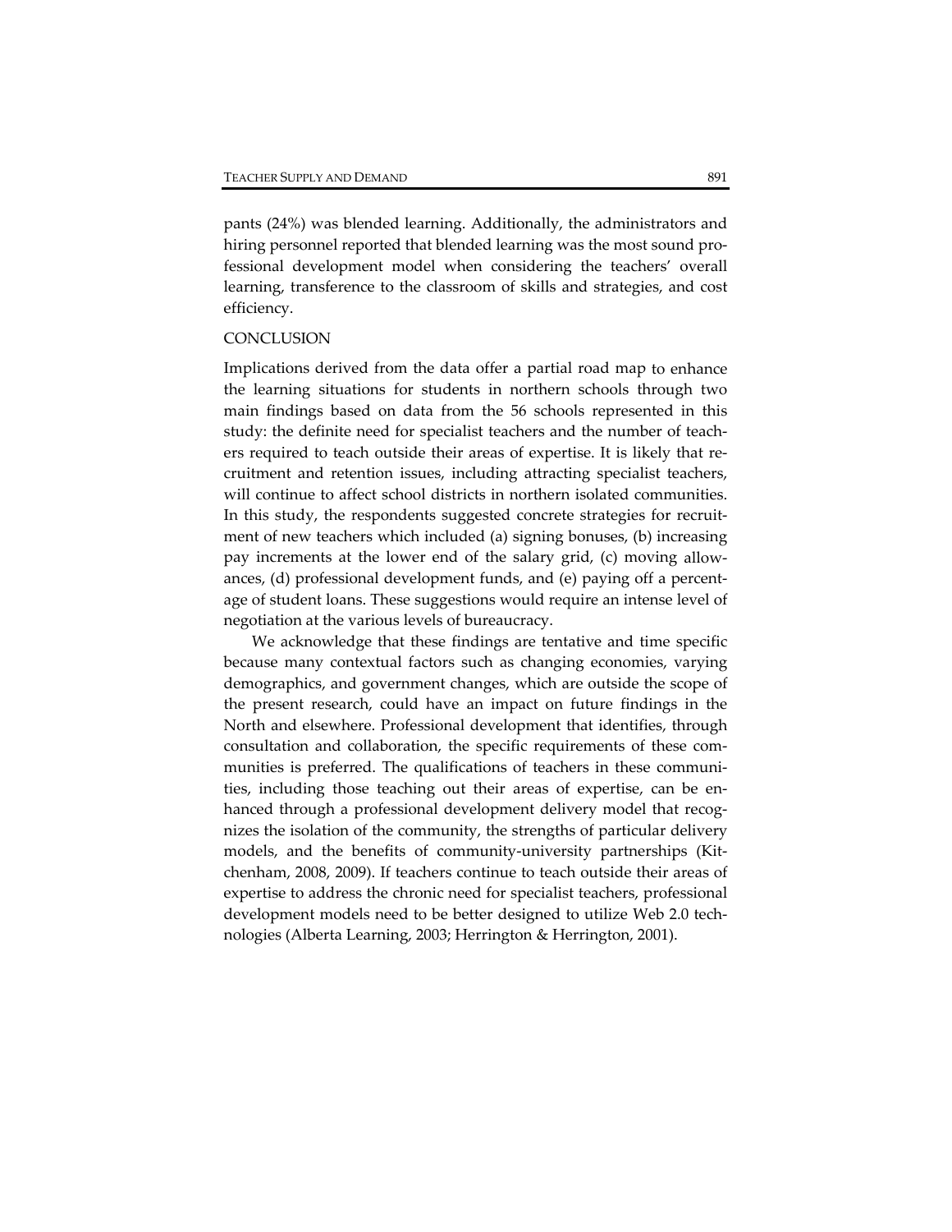pants (24%) was blended learning. Additionally, the administrators and hiring personnel reported that blended learning was the most sound professional development model when considering the teachers' overall learning, transference to the classroom of skills and strategies, and cost efficiency.

## CONCLUSION

Implications derived from the data offer a partial road map to enhance the learning situations for students in northern schools through two main findings based on data from the 56 schools represented in this study: the definite need for specialist teachers and the number of teachers required to teach outside their areas of expertise. It is likely that recruitment and retention issues, including attracting specialist teachers, will continue to affect school districts in northern isolated communities. In this study, the respondents suggested concrete strategies for recruitment of new teachers which included (a) signing bonuses, (b) increasing pay increments at the lower end of the salary grid, (c) moving allowances, (d) professional development funds, and (e) paying off a percentage of student loans. These suggestions would require an intense level of negotiation at the various levels of bureaucracy.

We acknowledge that these findings are tentative and time specific because many contextual factors such as changing economies, varying demographics, and government changes, which are outside the scope of the present research, could have an impact on future findings in the North and elsewhere. Professional development that identifies, through consultation and collaboration, the specific requirements of these communities is preferred. The qualifications of teachers in these communities, including those teaching out their areas of expertise, can be enhanced through a professional development delivery model that recognizes the isolation of the community, the strengths of particular delivery models, and the benefits of community-university partnerships (Kitchenham, 2008, 2009). If teachers continue to teach outside their areas of expertise to address the chronic need for specialist teachers, professional development models need to be better designed to utilize Web 2.0 technologies (Alberta Learning, 2003; Herrington & Herrington, 2001).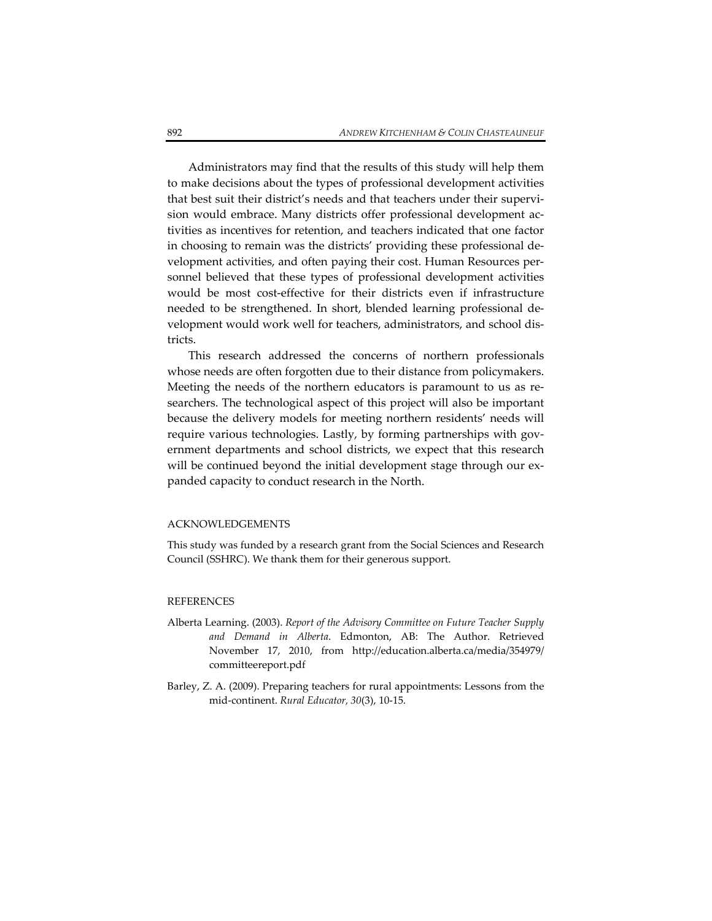Administrators may find that the results of this study will help them to make decisions about the types of professional development activities that best suit their district's needs and that teachers under their supervision would embrace. Many districts offer professional development activities as incentives for retention, and teachers indicated that one factor in choosing to remain was the districts' providing these professional development activities, and often paying their cost. Human Resources personnel believed that these types of professional development activities would be most cost-effective for their districts even if infrastructure needed to be strengthened. In short, blended learning professional development would work well for teachers, administrators, and school districts.

This research addressed the concerns of northern professionals whose needs are often forgotten due to their distance from policymakers. Meeting the needs of the northern educators is paramount to us as researchers. The technological aspect of this project will also be important because the delivery models for meeting northern residents' needs will require various technologies. Lastly, by forming partnerships with government departments and school districts, we expect that this research will be continued beyond the initial development stage through our expanded capacity to conduct research in the North.

## ACKNOWLEDGEMENTS

This study was funded by a research grant from the Social Sciences and Research Council (SSHRC). We thank them for their generous support.

## REFERENCES

Alberta Learning. (2003). *Report of the Advisory Committee on Future Teacher Supply and Demand in Alberta*. Edmonton, AB: The Author. Retrieved November 17, 2010, from http://education.alberta.ca/media/354979/committeereport.pdf

Barley, Z. A. (2009). Preparing teachers for rural appointments: Lessons from the mid-continent. *Rural Educator, 30*(3), 10-15.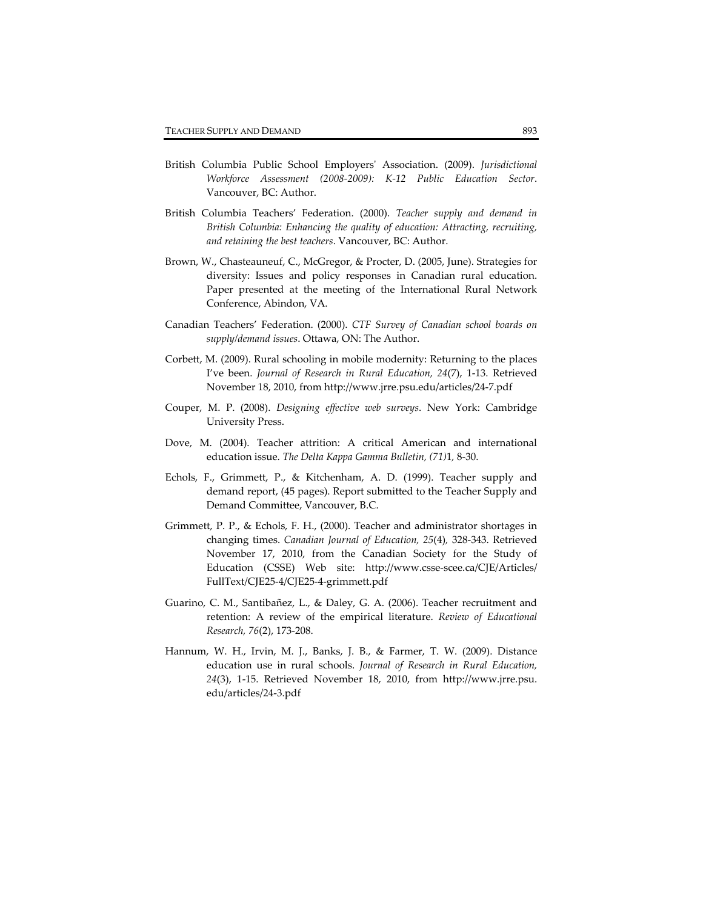British Columbia Public School Employers' Association. (2009). *Jurisdictional Workforce Assessment (2008-2009): K-12 Public Education Sector*. Vancouver, BC: Author.

British Columbia Teachers' Federation. (2000). *Teacher supply and demand in British Columbia: Enhancing the quality of education: Attracting, recruiting, and retaining the best teachers*. Vancouver, BC: Author.

Brown, W., Chasteauneuf, C., McGregor, & Procter, D. (2005, June). Strategies for diversity: Issues and policy responses in Canadian rural education. Paper presented at the meeting of the International Rural Network Conference, Abindon, VA.

Canadian Teachers' Federation. (2000). *CTF Survey of Canadian school boards on supply/demand issues*. Ottawa, ON: The Author.

Corbett, M. (2009). Rural schooling in mobile modernity: Returning to the places I've been. *Journal of Research in Rural Education, 24*(7), 1-13. Retrieved November 18, 2010, from http://www.jrre.psu.edu/articles/24-7.pdf

Couper, M. P. (2008). *Designing effective web surveys*. New York: Cambridge University Press.

Dove, M. (2004). Teacher attrition: A critical American and international education issue. *The Delta Kappa Gamma Bulletin, (71)*1, 8-30.

Echols, F., Grimmett, P., & Kitchenham, A. D. (1999). Teacher supply and demand report, (45 pages). Report submitted to the Teacher Supply and Demand Committee, Vancouver, B.C.

Grimmett, P. P., & Echols, F. H., (2000). Teacher and administrator shortages in changing times. *Canadian Journal of Education, 25*(4), 328-343. Retrieved November 17, 2010, from the Canadian Society for the Study of Education (CSSE) Web site: http://www.csse-scee.ca/CJE/Articles/FullText/CJE25-4/CJE25-4-grimmett.pdf

Guarino, C. M., Santibañez, L., & Daley, G. A. (2006). Teacher recruitment and retention: A review of the empirical literature. *Review of Educational Research, 76*(2), 173-208.

Hannum, W. H., Irvin, M. J., Banks, J. B., & Farmer, T. W. (2009). Distance education use in rural schools. *Journal of Research in Rural Education, 24*(3), 1-15. Retrieved November 18, 2010, from http://www.jrre.psu.edu/articles/24-3.pdf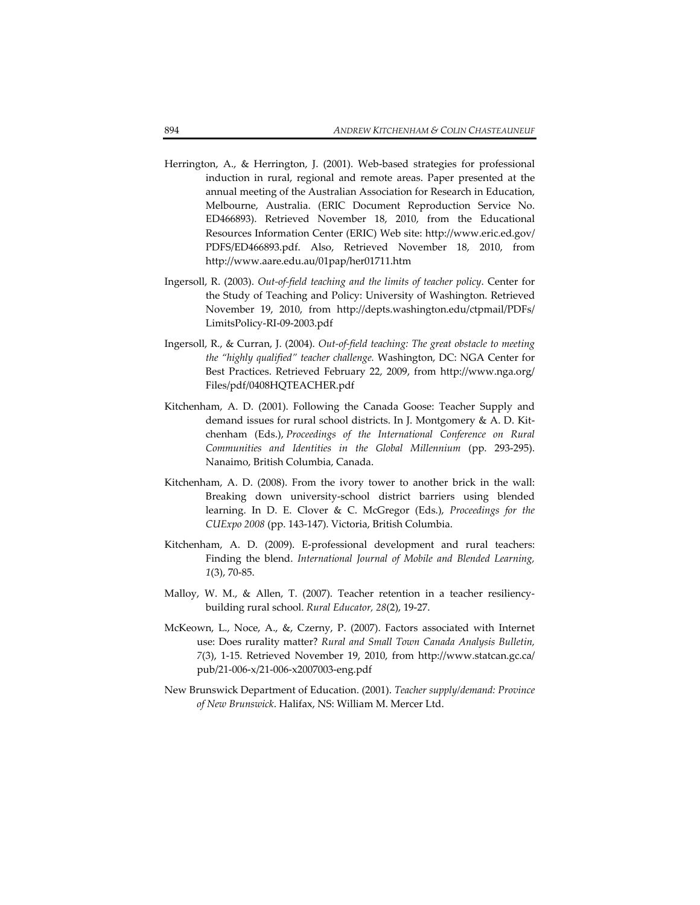Herrington, A., & Herrington, J. (2001). Web-based strategies for professional induction in rural, regional and remote areas. Paper presented at the annual meeting of the Australian Association for Research in Education, Melbourne, Australia. (ERIC Document Reproduction Service No. ED466893). Retrieved November 18, 2010, from the Educational Resources Information Center (ERIC) Web site: http://www.eric.ed.gov/PDFS/ED466893.pdf. Also, Retrieved November 18, 2010, from http://www.aare.edu.au/01pap/her01711.htm

Ingersoll, R. (2003). *Out-of-field teaching and the limits of teacher policy*. Center for the Study of Teaching and Policy: University of Washington. Retrieved November 19, 2010, from http://depts.washington.edu/ctpmail/PDFs/LimitsPolicy-RI-09-2003.pdf

Ingersoll, R., & Curran, J. (2004). *Out-of-field teaching: The great obstacle to meeting the "highly qualified" teacher challenge.* Washington, DC: NGA Center for Best Practices. Retrieved February 22, 2009, from http://www.nga.org/Files/pdf/0408HQTEACHER.pdf

Kitchenham, A. D. (2001). Following the Canada Goose: Teacher Supply and demand issues for rural school districts. In J. Montgomery & A. D. Kitchenham (Eds.), *Proceedings of the International Conference on Rural Communities and Identities in the Global Millennium* (pp. 293-295). Nanaimo, British Columbia, Canada.

Kitchenham, A. D. (2008). From the ivory tower to another brick in the wall: Breaking down university-school district barriers using blended learning. In D. E. Clover & C. McGregor (Eds.), *Proceedings for the CUExpo 2008* (pp. 143-147). Victoria, British Columbia.

Kitchenham, A. D. (2009). E-professional development and rural teachers: Finding the blend. *International Journal of Mobile and Blended Learning, 1*(3), 70-85.

Malloy, W. M., & Allen, T. (2007). Teacher retention in a teacher resiliency-building rural school. *Rural Educator, 28*(2), 19-27.

McKeown, L., Noce, A., &, Czerny, P. (2007). Factors associated with Internet use: Does rurality matter? *Rural and Small Town Canada Analysis Bulletin, 7*(3), 1-15. Retrieved November 19, 2010, from http://www.statcan.gc.ca/pub/21-006-x/21-006-x2007003-eng.pdf

New Brunswick Department of Education. (2001). *Teacher supply/demand: Province of New Brunswick*. Halifax, NS: William M. Mercer Ltd.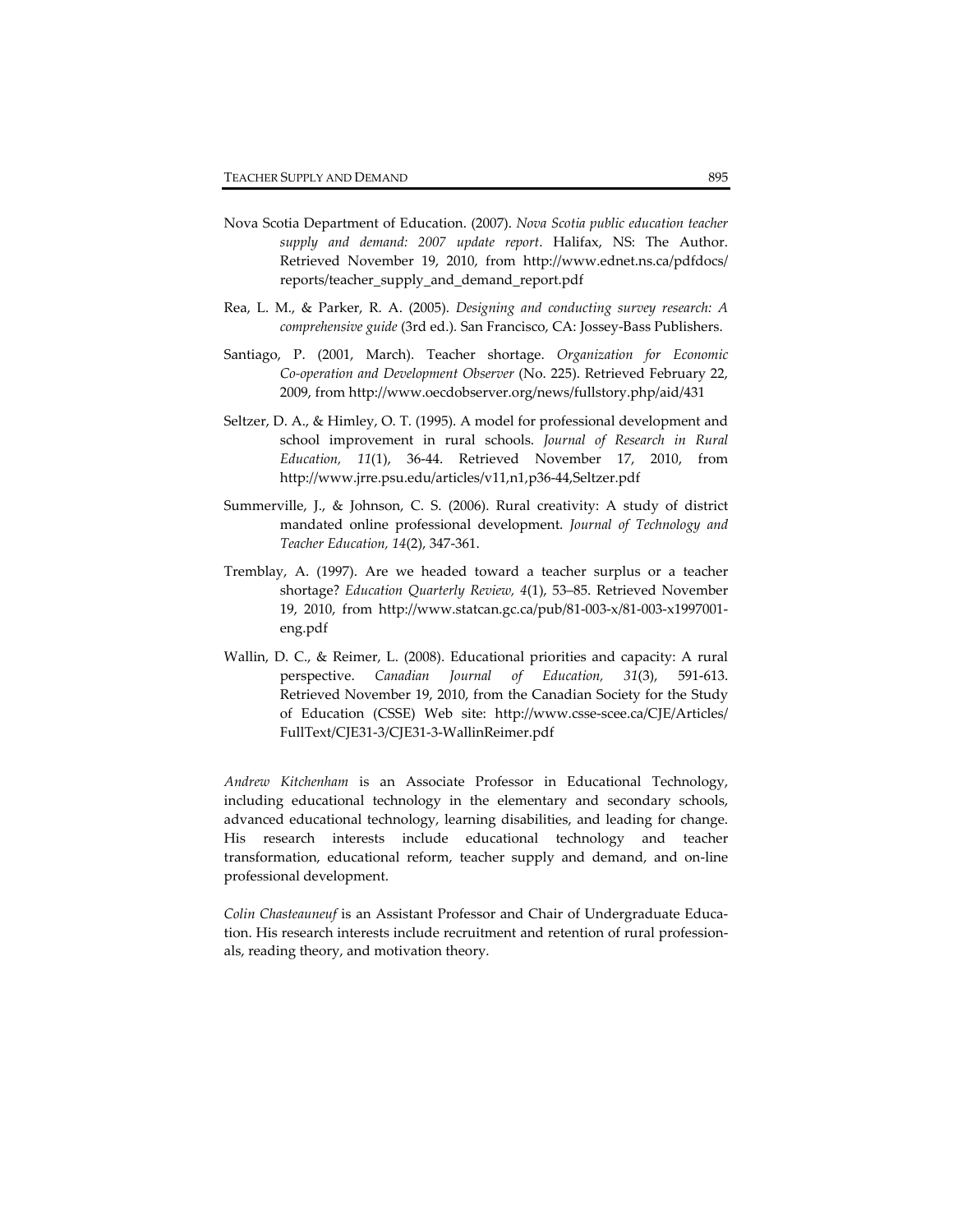Nova Scotia Department of Education. (2007). *Nova Scotia public education teacher supply and demand: 2007 update report*. Halifax, NS: The Author. Retrieved November 19, 2010, from http://www.ednet.ns.ca/pdfdocs/reports/teacher_supply_and_demand_report.pdf

Rea, L. M., & Parker, R. A. (2005). *Designing and conducting survey research: A comprehensive guide* (3rd ed.). San Francisco, CA: Jossey-Bass Publishers.

Santiago, P. (2001, March). Teacher shortage. *Organization for Economic Co-operation and Development Observer* (No. 225). Retrieved February 22, 2009, from http://www.oecdobserver.org/news/fullstory.php/aid/431

Seltzer, D. A., & Himley, O. T. (1995). A model for professional development and school improvement in rural schools. *Journal of Research in Rural Education, 11*(1), 36-44. Retrieved November 17, 2010, from http://www.jrre.psu.edu/articles/v11,n1,p36-44,Seltzer.pdf

Summerville, J., & Johnson, C. S. (2006). Rural creativity: A study of district mandated online professional development. *Journal of Technology and Teacher Education, 14*(2), 347-361.

Tremblay, A. (1997). Are we headed toward a teacher surplus or a teacher shortage? *Education Quarterly Review, 4*(1), 53–85. Retrieved November 19, 2010, from http://www.statcan.gc.ca/pub/81-003-x/81-003-x1997001-eng.pdf

Wallin, D. C., & Reimer, L. (2008). Educational priorities and capacity: A rural perspective. *Canadian Journal of Education, 31*(3), 591-613. Retrieved November 19, 2010, from the Canadian Society for the Study of Education (CSSE) Web site: http://www.csse-scee.ca/CJE/Articles/FullText/CJE31-3/CJE31-3-WallinReimer.pdf

*Andrew Kitchenham* is an Associate Professor in Educational Technology, including educational technology in the elementary and secondary schools, advanced educational technology, learning disabilities, and leading for change. His research interests include educational technology and teacher transformation, educational reform, teacher supply and demand, and on-line professional development.

*Colin Chasteauneuf* is an Assistant Professor and Chair of Undergraduate Education. His research interests include recruitment and retention of rural professionals, reading theory, and motivation theory.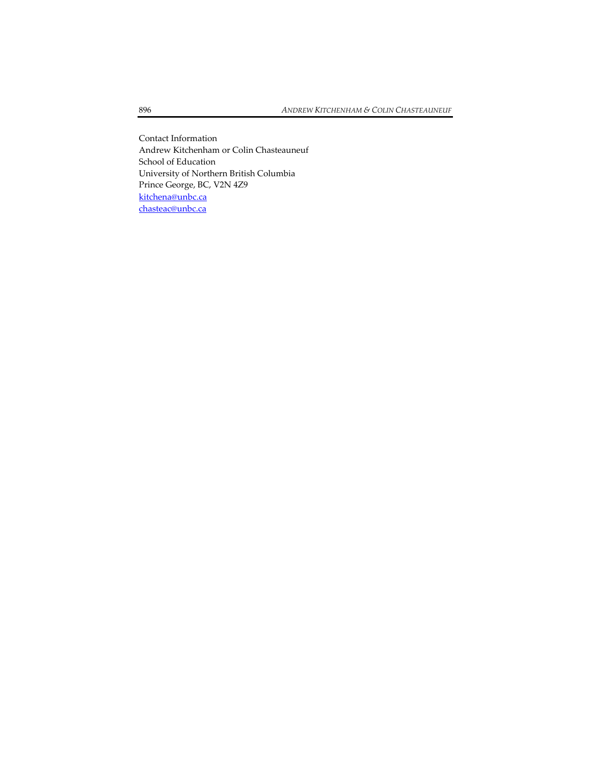Contact Information
Andrew Kitchenham or Colin Chasteauneuf
School of Education
University of Northern British Columbia
Prince George, BC, V2N 4Z9
kitchena@unbc.ca
chasteac@unbc.ca